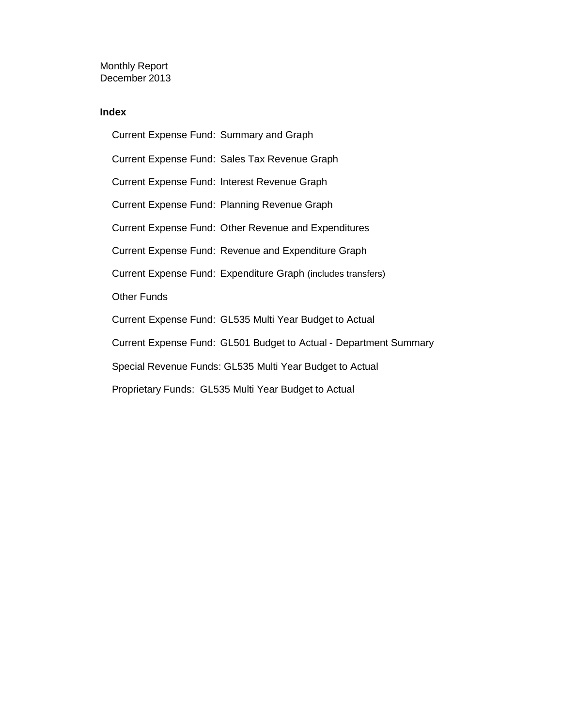Monthly Report
December 2013

**Index**

- Current Expense Fund: Summary and Graph
- Current Expense Fund: Sales Tax Revenue Graph
- Current Expense Fund: Interest Revenue Graph
- Current Expense Fund: Planning Revenue Graph
- Current Expense Fund: Other Revenue and Expenditures
- Current Expense Fund: Revenue and Expenditure Graph
- Current Expense Fund: Expenditure Graph (includes transfers)
- Other Funds
- Current Expense Fund: GL535 Multi Year Budget to Actual
- Current Expense Fund: GL501 Budget to Actual - Department Summary
- Special Revenue Funds: GL535 Multi Year Budget to Actual
- Proprietary Funds: GL535 Multi Year Budget to Actual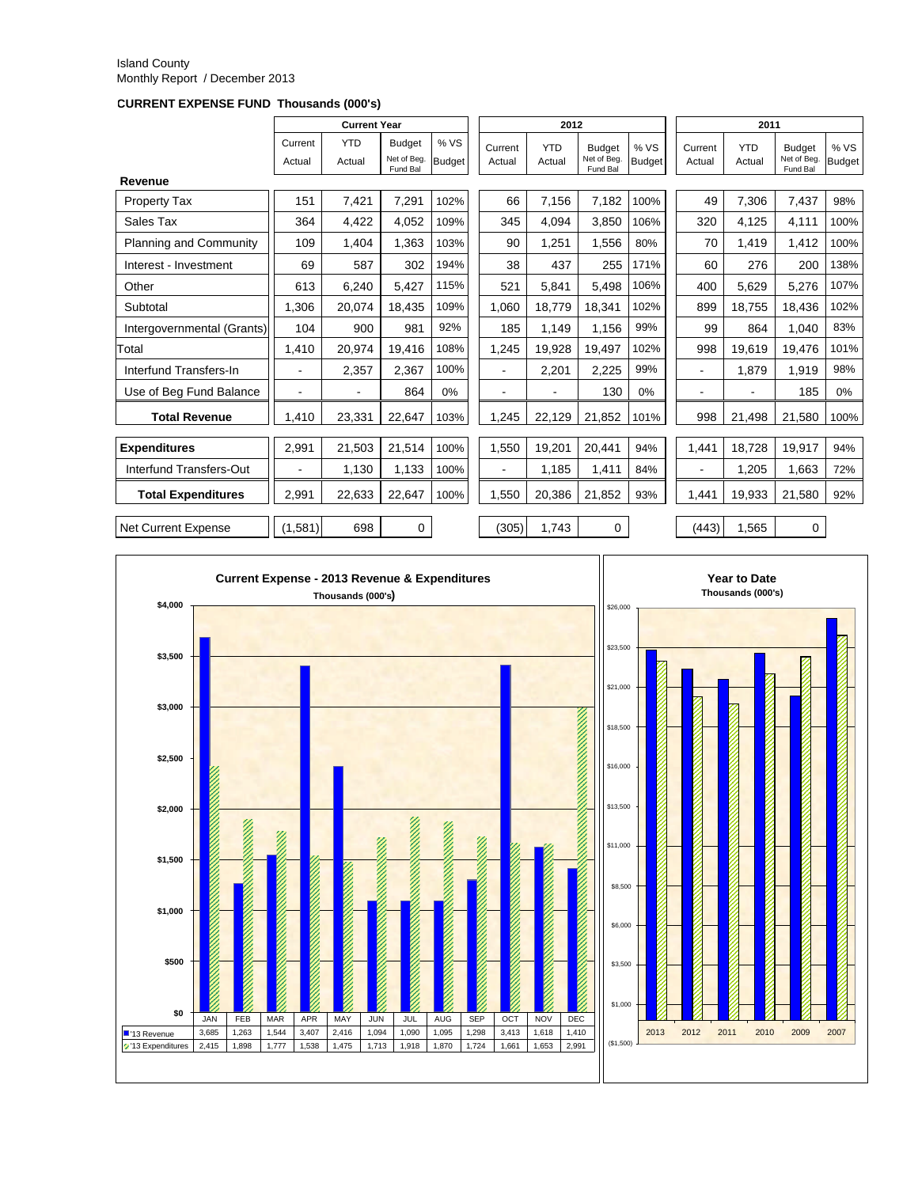Island County
Monthly Report / December 2013

**CURRENT EXPENSE FUND Thousands (000's)**

| | Current Year | | | | 2012 | | | | 2011 | | | |
|---|---|---|---|---|---|---|---|---|---|---|---|---|
| | Current Actual | YTD Actual | Budget Net of Beg. Fund Bal | % VS Budget | Current Actual | YTD Actual | Budget Net of Beg. Fund Bal | % VS Budget | Current Actual | YTD Actual | Budget Net of Beg. Fund Bal | % VS Budget |
| **Revenue** | | | | | | | | | | | | |
| Property Tax | 151 | 7,421 | 7,291 | 102% | 66 | 7,156 | 7,182 | 100% | 49 | 7,306 | 7,437 | 98% |
| Sales Tax | 364 | 4,422 | 4,052 | 109% | 345 | 4,094 | 3,850 | 106% | 320 | 4,125 | 4,111 | 100% |
| Planning and Community | 109 | 1,404 | 1,363 | 103% | 90 | 1,251 | 1,556 | 80% | 70 | 1,419 | 1,412 | 100% |
| Interest - Investment | 69 | 587 | 302 | 194% | 38 | 437 | 255 | 171% | 60 | 276 | 200 | 138% |
| Other | 613 | 6,240 | 5,427 | 115% | 521 | 5,841 | 5,498 | 106% | 400 | 5,629 | 5,276 | 107% |
| Subtotal | 1,306 | 20,074 | 18,435 | 109% | 1,060 | 18,779 | 18,341 | 102% | 899 | 18,755 | 18,436 | 102% |
| Intergovernmental (Grants) | 104 | 900 | 981 | 92% | 185 | 1,149 | 1,156 | 99% | 99 | 864 | 1,040 | 83% |
| Total | 1,410 | 20,974 | 19,416 | 108% | 1,245 | 19,928 | 19,497 | 102% | 998 | 19,619 | 19,476 | 101% |
| Interfund Transfers-In | - | 2,357 | 2,367 | 100% | - | 2,201 | 2,225 | 99% | - | 1,879 | 1,919 | 98% |
| Use of Beg Fund Balance | - | - | 864 | 0% | - | - | 130 | 0% | - | - | 185 | 0% |
| **Total Revenue** | 1,410 | 23,331 | 22,647 | 103% | 1,245 | 22,129 | 21,852 | 101% | 998 | 21,498 | 21,580 | 100% |
| **Expenditures** | 2,991 | 21,503 | 21,514 | 100% | 1,550 | 19,201 | 20,441 | 94% | 1,441 | 18,728 | 19,917 | 94% |
| Interfund Transfers-Out | - | 1,130 | 1,133 | 100% | - | 1,185 | 1,411 | 84% | - | 1,205 | 1,663 | 72% |
| **Total Expenditures** | 2,991 | 22,633 | 22,647 | 100% | 1,550 | 20,386 | 21,852 | 93% | 1,441 | 19,933 | 21,580 | 92% |
| Net Current Expense | (1,581) | 698 | 0 | | (305) | 1,743 | 0 | | (443) | 1,565 | 0 | |

**Current Expense - 2013 Revenue & Expenditures**
Thousands (000's)

| | JAN | FEB | MAR | APR | MAY | JUN | JUL | AUG | SEP | OCT | NOV | DEC |
|---|---|---|---|---|---|---|---|---|---|---|---|---|
| '13 Revenue | 3,685 | 1,263 | 1,544 | 3,407 | 2,416 | 1,094 | 1,090 | 1,095 | 1,298 | 3,413 | 1,618 | 1,410 |
| '13 Expenditures | 2,415 | 1,898 | 1,777 | 1,538 | 1,475 | 1,713 | 1,918 | 1,870 | 1,724 | 1,661 | 1,653 | 2,991 |

**Year to Date**
Thousands (000's)

2013, 2012, 2011, 2010, 2009, 2007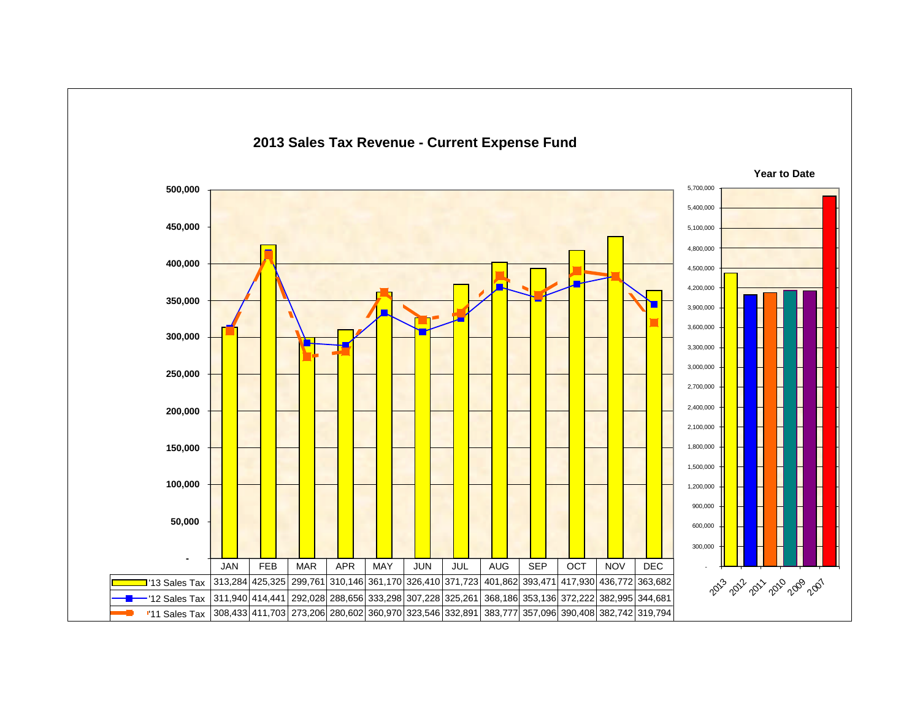## 2013 Sales Tax Revenue - Current Expense Fund

|  | JAN | FEB | MAR | APR | MAY | JUN | JUL | AUG | SEP | OCT | NOV | DEC |
|---|---|---|---|---|---|---|---|---|---|---|---|---|
| '13 Sales Tax | 313,284 | 425,325 | 299,761 | 310,146 | 361,170 | 326,410 | 371,723 | 401,862 | 393,471 | 417,930 | 436,772 | 363,682 |
| '12 Sales Tax | 311,940 | 414,441 | 292,028 | 288,656 | 333,298 | 307,228 | 325,261 | 368,186 | 353,136 | 372,222 | 382,995 | 344,681 |
| '11 Sales Tax | 308,433 | 411,703 | 273,206 | 280,602 | 360,970 | 323,546 | 332,891 | 383,777 | 357,096 | 390,408 | 382,742 | 319,794 |

### Year to Date

(Bar chart comparing year-to-date totals for 2013, 2012, 2011, 2010, 2009, 2007)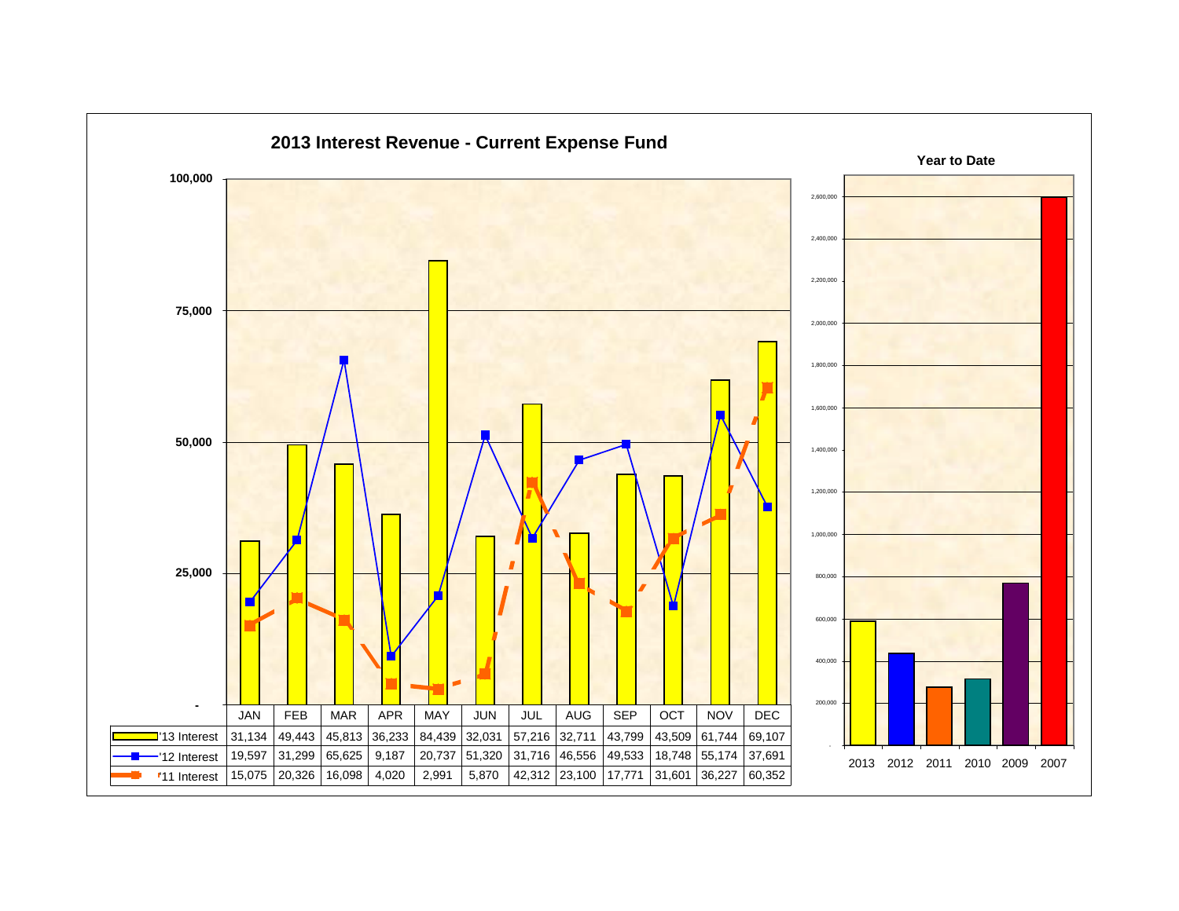## 2013 Interest Revenue - Current Expense Fund

| | JAN | FEB | MAR | APR | MAY | JUN | JUL | AUG | SEP | OCT | NOV | DEC |
|---|---|---|---|---|---|---|---|---|---|---|---|---|
| '13 Interest | 31,134 | 49,443 | 45,813 | 36,233 | 84,439 | 32,031 | 57,216 | 32,711 | 43,799 | 43,509 | 61,744 | 69,107 |
| '12 Interest | 19,597 | 31,299 | 65,625 | 9,187 | 20,737 | 51,320 | 31,716 | 46,556 | 49,533 | 18,748 | 55,174 | 37,691 |
| '11 Interest | 15,075 | 20,326 | 16,098 | 4,020 | 2,991 | 5,870 | 42,312 | 23,100 | 17,771 | 31,601 | 36,227 | 60,352 |

### Year to Date

2013 2012 2011 2010 2009 2007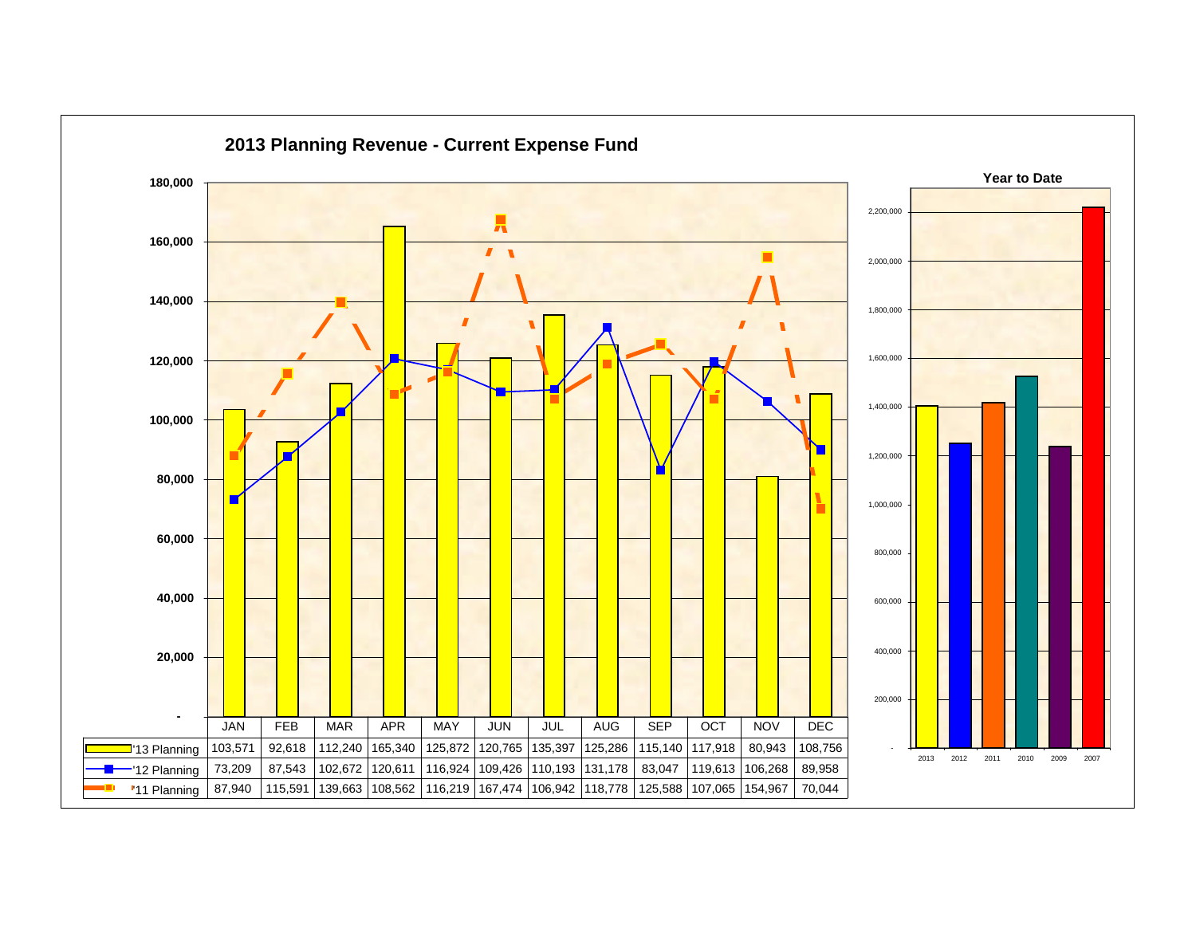## 2013 Planning Revenue - Current Expense Fund

| | JAN | FEB | MAR | APR | MAY | JUN | JUL | AUG | SEP | OCT | NOV | DEC |
|---|---|---|---|---|---|---|---|---|---|---|---|---|
| '13 Planning | 103,571 | 92,618 | 112,240 | 165,340 | 125,872 | 120,765 | 135,397 | 125,286 | 115,140 | 117,918 | 80,943 | 108,756 |
| '12 Planning | 73,209 | 87,543 | 102,672 | 120,611 | 116,924 | 109,426 | 110,193 | 131,178 | 83,047 | 119,613 | 106,268 | 89,958 |
| '11 Planning | 87,940 | 115,591 | 139,663 | 108,562 | 116,219 | 167,474 | 106,942 | 118,778 | 125,588 | 107,065 | 154,967 | 70,044 |

### Year to Date

2013, 2012, 2011, 2010, 2009, 2007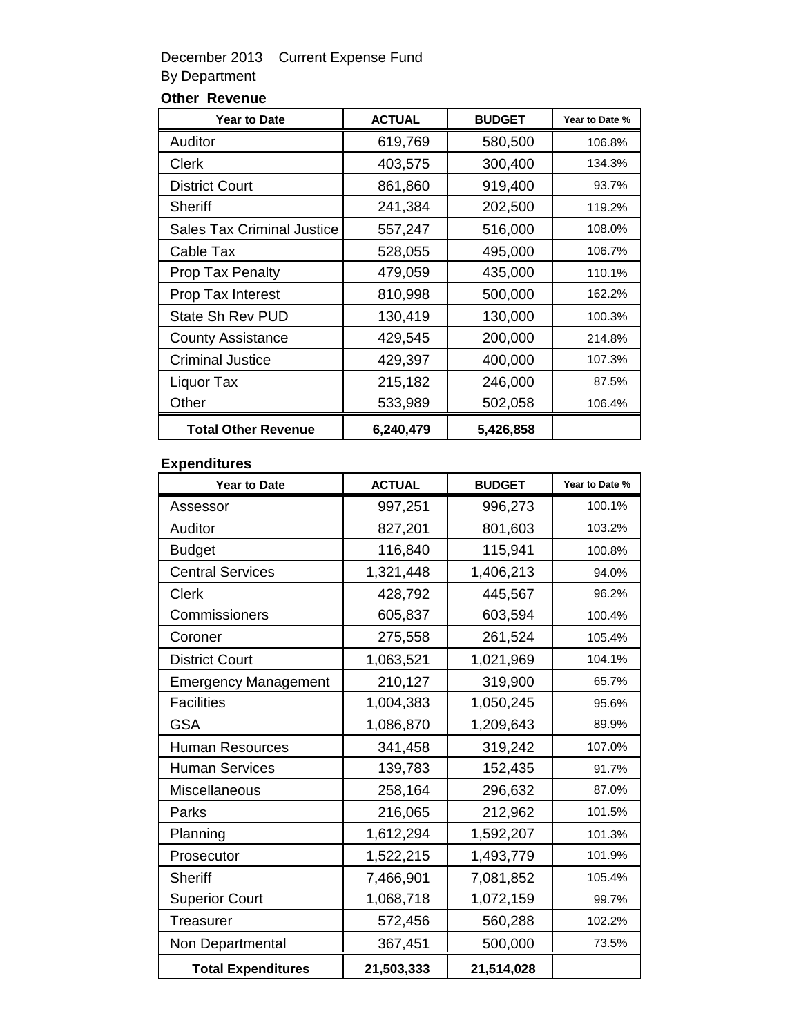December 2013 Current Expense Fund

By Department

**Other Revenue**

| Year to Date | ACTUAL | BUDGET | Year to Date % |
|---|---|---|---|
| Auditor | 619,769 | 580,500 | 106.8% |
| Clerk | 403,575 | 300,400 | 134.3% |
| District Court | 861,860 | 919,400 | 93.7% |
| Sheriff | 241,384 | 202,500 | 119.2% |
| Sales Tax Criminal Justice | 557,247 | 516,000 | 108.0% |
| Cable Tax | 528,055 | 495,000 | 106.7% |
| Prop Tax Penalty | 479,059 | 435,000 | 110.1% |
| Prop Tax Interest | 810,998 | 500,000 | 162.2% |
| State Sh Rev PUD | 130,419 | 130,000 | 100.3% |
| County Assistance | 429,545 | 200,000 | 214.8% |
| Criminal Justice | 429,397 | 400,000 | 107.3% |
| Liquor Tax | 215,182 | 246,000 | 87.5% |
| Other | 533,989 | 502,058 | 106.4% |
| **Total Other Revenue** | **6,240,479** | **5,426,858** | |

**Expenditures**

| Year to Date | ACTUAL | BUDGET | Year to Date % |
|---|---|---|---|
| Assessor | 997,251 | 996,273 | 100.1% |
| Auditor | 827,201 | 801,603 | 103.2% |
| Budget | 116,840 | 115,941 | 100.8% |
| Central Services | 1,321,448 | 1,406,213 | 94.0% |
| Clerk | 428,792 | 445,567 | 96.2% |
| Commissioners | 605,837 | 603,594 | 100.4% |
| Coroner | 275,558 | 261,524 | 105.4% |
| District Court | 1,063,521 | 1,021,969 | 104.1% |
| Emergency Management | 210,127 | 319,900 | 65.7% |
| Facilities | 1,004,383 | 1,050,245 | 95.6% |
| GSA | 1,086,870 | 1,209,643 | 89.9% |
| Human Resources | 341,458 | 319,242 | 107.0% |
| Human Services | 139,783 | 152,435 | 91.7% |
| Miscellaneous | 258,164 | 296,632 | 87.0% |
| Parks | 216,065 | 212,962 | 101.5% |
| Planning | 1,612,294 | 1,592,207 | 101.3% |
| Prosecutor | 1,522,215 | 1,493,779 | 101.9% |
| Sheriff | 7,466,901 | 7,081,852 | 105.4% |
| Superior Court | 1,068,718 | 1,072,159 | 99.7% |
| Treasurer | 572,456 | 560,288 | 102.2% |
| Non Departmental | 367,451 | 500,000 | 73.5% |
| **Total Expenditures** | **21,503,333** | **21,514,028** | |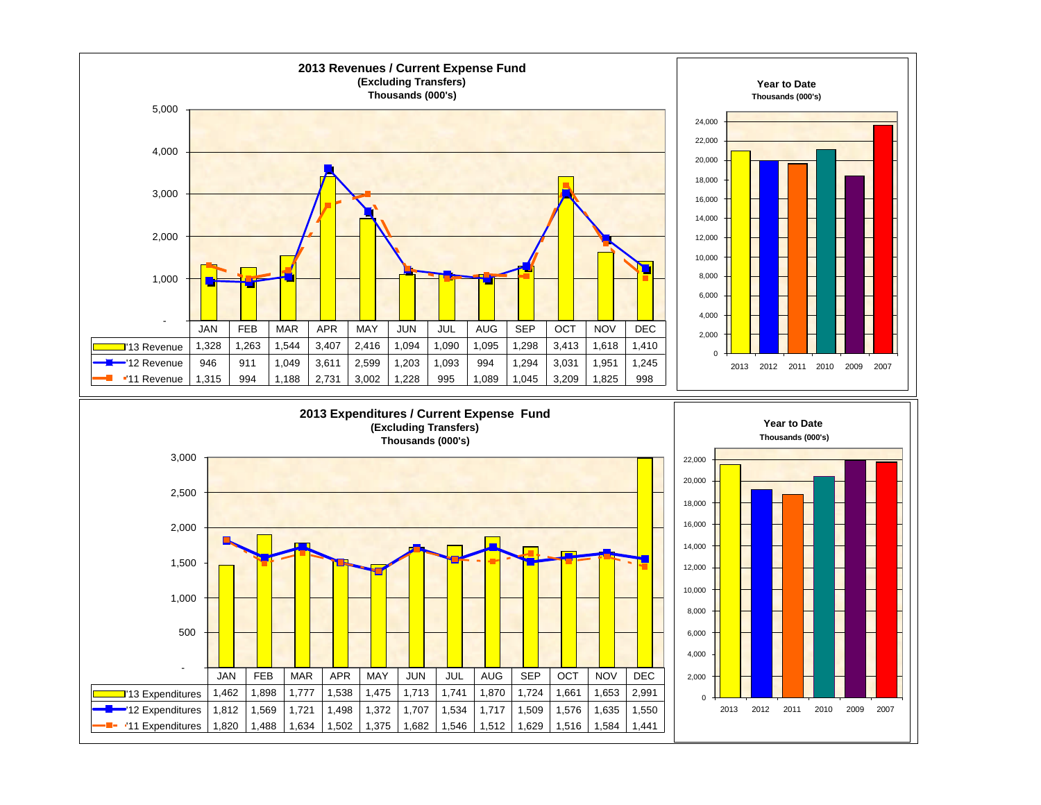## 2013 Revenues / Current Expense Fund

**(Excluding Transfers)**

**Thousands (000's)**

| | JAN | FEB | MAR | APR | MAY | JUN | JUL | AUG | SEP | OCT | NOV | DEC |
|---|---|---|---|---|---|---|---|---|---|---|---|---|
| '13 Revenue | 1,328 | 1,263 | 1,544 | 3,407 | 2,416 | 1,094 | 1,090 | 1,095 | 1,298 | 3,413 | 1,618 | 1,410 |
| '12 Revenue | 946 | 911 | 1,049 | 3,611 | 2,599 | 1,203 | 1,093 | 994 | 1,294 | 3,031 | 1,951 | 1,245 |
| '11 Revenue | 1,315 | 994 | 1,188 | 2,731 | 3,002 | 1,228 | 995 | 1,089 | 1,045 | 3,209 | 1,825 | 998 |

**Year to Date**

**Thousands (000's)**

2013 2012 2011 2010 2009 2007

## 2013 Expenditures / Current Expense Fund

**(Excluding Transfers)**

**Thousands (000's)**

| | JAN | FEB | MAR | APR | MAY | JUN | JUL | AUG | SEP | OCT | NOV | DEC |
|---|---|---|---|---|---|---|---|---|---|---|---|---|
| '13 Expenditures | 1,462 | 1,898 | 1,777 | 1,538 | 1,475 | 1,713 | 1,741 | 1,870 | 1,724 | 1,661 | 1,653 | 2,991 |
| '12 Expenditures | 1,812 | 1,569 | 1,721 | 1,498 | 1,372 | 1,707 | 1,534 | 1,717 | 1,509 | 1,576 | 1,635 | 1,550 |
| '11 Expenditures | 1,820 | 1,488 | 1,634 | 1,502 | 1,375 | 1,682 | 1,546 | 1,512 | 1,629 | 1,516 | 1,584 | 1,441 |

**Year to Date**

**Thousands (000's)**

2013 2012 2011 2010 2009 2007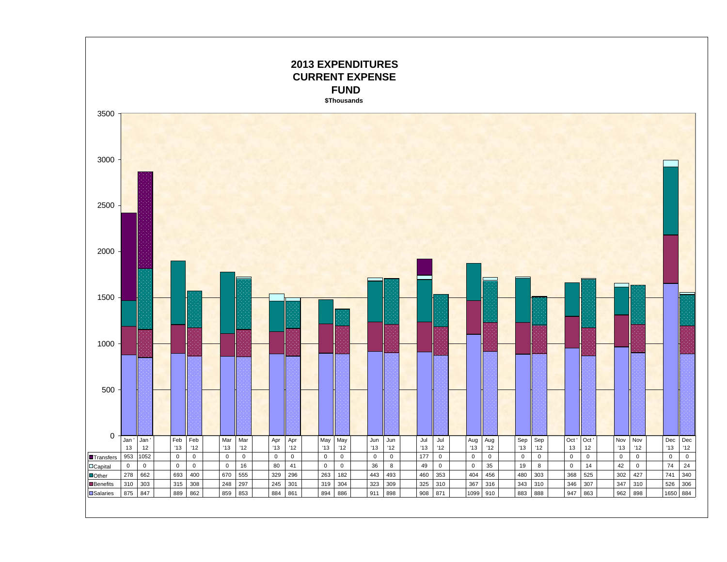# 2013 EXPENDITURES CURRENT EXPENSE FUND

**$Thousands**

| | Jan '13 | Jan '12 | Feb '13 | Feb '12 | Mar '13 | Mar '12 | Apr '13 | Apr '12 | May '13 | May '12 | Jun '13 | Jun '12 | Jul '13 | Jul '12 | Aug '13 | Aug '12 | Sep '13 | Sep '12 | Oct '13 | Oct '12 | Nov '13 | Nov '12 | Dec '13 | Dec '12 |
|---|---|---|---|---|---|---|---|---|---|---|---|---|---|---|---|---|---|---|---|---|---|---|---|---|
| Transfers | 953 | 1052 | 0 | 0 | 0 | 0 | 0 | 0 | 0 | 0 | 0 | 0 | 177 | 0 | 0 | 0 | 0 | 0 | 0 | 0 | 0 | 0 | 0 | 0 |
| Capital | 0 | 0 | 0 | 0 | 0 | 16 | 80 | 41 | 0 | 0 | 36 | 8 | 49 | 0 | 0 | 35 | 19 | 8 | 0 | 14 | 42 | 0 | 74 | 24 |
| Other | 278 | 662 | 693 | 400 | 670 | 555 | 329 | 296 | 263 | 182 | 443 | 493 | 460 | 353 | 404 | 456 | 480 | 303 | 368 | 525 | 302 | 427 | 741 | 340 |
| Benefits | 310 | 303 | 315 | 308 | 248 | 297 | 245 | 301 | 319 | 304 | 323 | 309 | 325 | 310 | 367 | 316 | 343 | 310 | 346 | 307 | 347 | 310 | 526 | 306 |
| Salaries | 875 | 847 | 889 | 862 | 859 | 853 | 884 | 861 | 894 | 886 | 911 | 898 | 908 | 871 | 1099 | 910 | 883 | 888 | 947 | 863 | 962 | 898 | 1650 | 884 |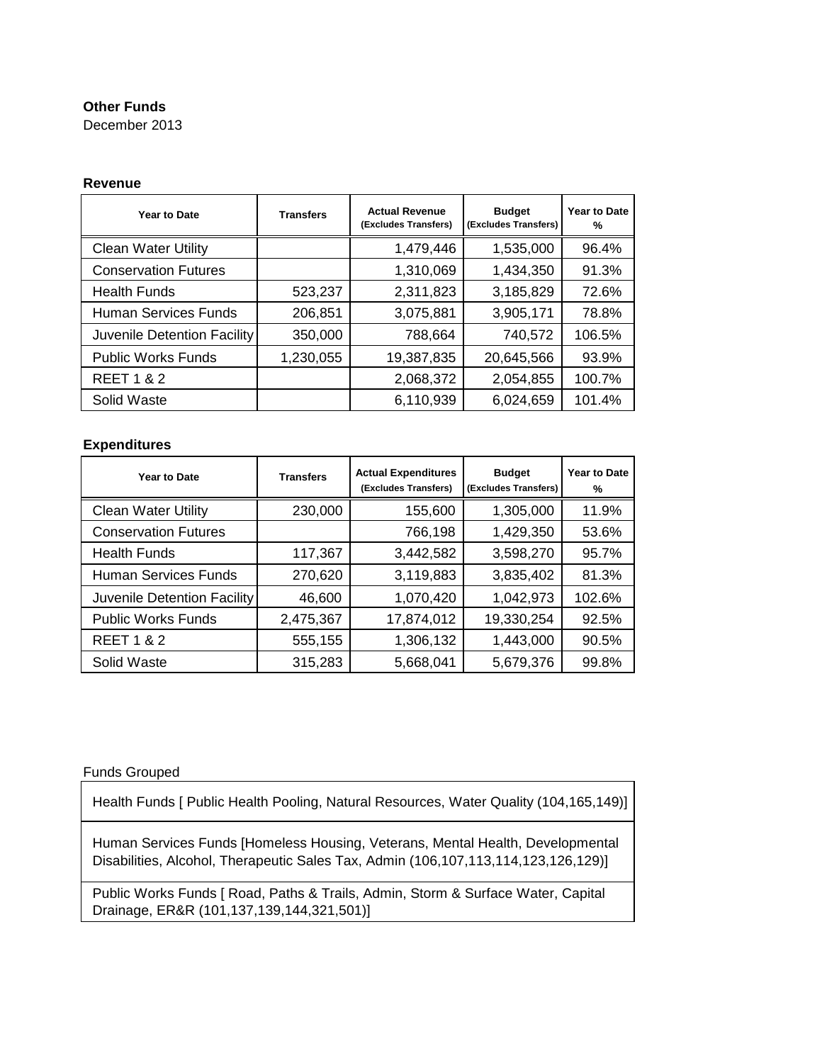**Other Funds**
December 2013

**Revenue**

| Year to Date | Transfers | Actual Revenue (Excludes Transfers) | Budget (Excludes Transfers) | Year to Date % |
|---|---|---|---|---|
| Clean Water Utility | | 1,479,446 | 1,535,000 | 96.4% |
| Conservation Futures | | 1,310,069 | 1,434,350 | 91.3% |
| Health Funds | 523,237 | 2,311,823 | 3,185,829 | 72.6% |
| Human Services Funds | 206,851 | 3,075,881 | 3,905,171 | 78.8% |
| Juvenile Detention Facility | 350,000 | 788,664 | 740,572 | 106.5% |
| Public Works Funds | 1,230,055 | 19,387,835 | 20,645,566 | 93.9% |
| REET 1 & 2 | | 2,068,372 | 2,054,855 | 100.7% |
| Solid Waste | | 6,110,939 | 6,024,659 | 101.4% |

**Expenditures**

| Year to Date | Transfers | Actual Expenditures (Excludes Transfers) | Budget (Excludes Transfers) | Year to Date % |
|---|---|---|---|---|
| Clean Water Utility | 230,000 | 155,600 | 1,305,000 | 11.9% |
| Conservation Futures | | 766,198 | 1,429,350 | 53.6% |
| Health Funds | 117,367 | 3,442,582 | 3,598,270 | 95.7% |
| Human Services Funds | 270,620 | 3,119,883 | 3,835,402 | 81.3% |
| Juvenile Detention Facility | 46,600 | 1,070,420 | 1,042,973 | 102.6% |
| Public Works Funds | 2,475,367 | 17,874,012 | 19,330,254 | 92.5% |
| REET 1 & 2 | 555,155 | 1,306,132 | 1,443,000 | 90.5% |
| Solid Waste | 315,283 | 5,668,041 | 5,679,376 | 99.8% |

Funds Grouped

| |
|---|
| Health Funds [ Public Health Pooling, Natural Resources, Water Quality (104,165,149)] |
| Human Services Funds [Homeless Housing, Veterans, Mental Health, Developmental Disabilities, Alcohol, Therapeutic Sales Tax, Admin (106,107,113,114,123,126,129)] |
| Public Works Funds [ Road, Paths & Trails, Admin, Storm & Surface Water, Capital Drainage, ER&R (101,137,139,144,321,501)] |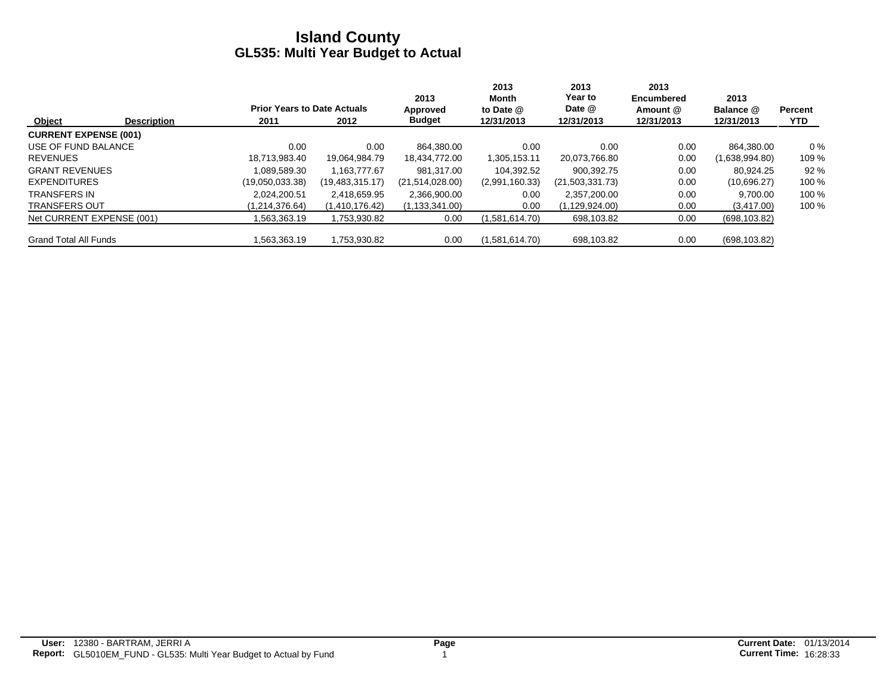# Island County
## GL535: Multi Year Budget to Actual

| Object | Description | Prior Years to Date Actuals 2011 | Prior Years to Date Actuals 2012 | 2013 Approved Budget | 2013 Month to Date @ 12/31/2013 | 2013 Year to Date @ 12/31/2013 | 2013 Encumbered Amount @ 12/31/2013 | 2013 Balance @ 12/31/2013 | Percent YTD |
|---|---|---|---|---|---|---|---|---|---|
| **CURRENT EXPENSE (001)** | | | | | | | | | |
| USE OF FUND BALANCE | | 0.00 | 0.00 | 864,380.00 | 0.00 | 0.00 | 0.00 | 864,380.00 | 0 % |
| REVENUES | | 18,713,983.40 | 19,064,984.79 | 18,434,772.00 | 1,305,153.11 | 20,073,766.80 | 0.00 | (1,638,994.80) | 109 % |
| GRANT REVENUES | | 1,089,589.30 | 1,163,777.67 | 981,317.00 | 104,392.52 | 900,392.75 | 0.00 | 80,924.25 | 92 % |
| EXPENDITURES | | (19,050,033.38) | (19,483,315.17) | (21,514,028.00) | (2,991,160.33) | (21,503,331.73) | 0.00 | (10,696.27) | 100 % |
| TRANSFERS IN | | 2,024,200.51 | 2,418,659.95 | 2,366,900.00 | 0.00 | 2,357,200.00 | 0.00 | 9,700.00 | 100 % |
| TRANSFERS OUT | | (1,214,376.64) | (1,410,176.42) | (1,133,341.00) | 0.00 | (1,129,924.00) | 0.00 | (3,417.00) | 100 % |
| Net CURRENT EXPENSE (001) | | 1,563,363.19 | 1,753,930.82 | 0.00 | (1,581,614.70) | 698,103.82 | 0.00 | (698,103.82) | |
| Grand Total All Funds | | 1,563,363.19 | 1,753,930.82 | 0.00 | (1,581,614.70) | 698,103.82 | 0.00 | (698,103.82) | |

**User:** 12380 - BARTRAM, JERRI A
**Report:** GL5010EM_FUND - GL535: Multi Year Budget to Actual by Fund

**Current Date:** 01/13/2014
**Current Time:** 16:28:33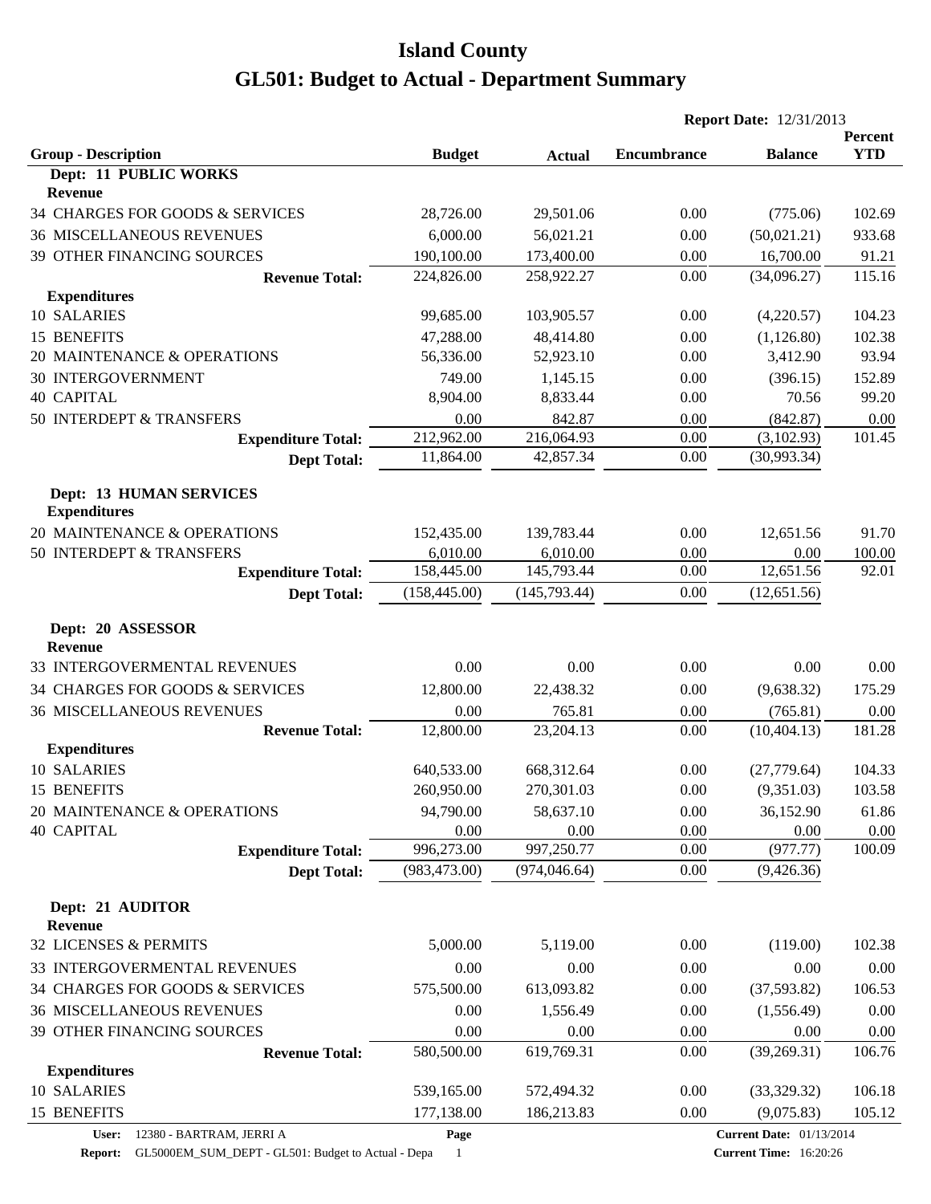# Island County

# GL501: Budget to Actual - Department Summary

**Report Date:** 12/31/2013

| Group - Description | Budget | Actual | Encumbrance | Balance | Percent YTD |
|---|---|---|---|---|---|
| **Dept: 11 PUBLIC WORKS** | | | | | |
| **Revenue** | | | | | |
| 34 CHARGES FOR GOODS & SERVICES | 28,726.00 | 29,501.06 | 0.00 | (775.06) | 102.69 |
| 36 MISCELLANEOUS REVENUES | 6,000.00 | 56,021.21 | 0.00 | (50,021.21) | 933.68 |
| 39 OTHER FINANCING SOURCES | 190,100.00 | 173,400.00 | 0.00 | 16,700.00 | 91.21 |
| **Revenue Total:** | 224,826.00 | 258,922.27 | 0.00 | (34,096.27) | 115.16 |
| **Expenditures** | | | | | |
| 10 SALARIES | 99,685.00 | 103,905.57 | 0.00 | (4,220.57) | 104.23 |
| 15 BENEFITS | 47,288.00 | 48,414.80 | 0.00 | (1,126.80) | 102.38 |
| 20 MAINTENANCE & OPERATIONS | 56,336.00 | 52,923.10 | 0.00 | 3,412.90 | 93.94 |
| 30 INTERGOVERNMENT | 749.00 | 1,145.15 | 0.00 | (396.15) | 152.89 |
| 40 CAPITAL | 8,904.00 | 8,833.44 | 0.00 | 70.56 | 99.20 |
| 50 INTERDEPT & TRANSFERS | 0.00 | 842.87 | 0.00 | (842.87) | 0.00 |
| **Expenditure Total:** | 212,962.00 | 216,064.93 | 0.00 | (3,102.93) | 101.45 |
| **Dept Total:** | 11,864.00 | 42,857.34 | 0.00 | (30,993.34) | |
| **Dept: 13 HUMAN SERVICES** | | | | | |
| **Expenditures** | | | | | |
| 20 MAINTENANCE & OPERATIONS | 152,435.00 | 139,783.44 | 0.00 | 12,651.56 | 91.70 |
| 50 INTERDEPT & TRANSFERS | 6,010.00 | 6,010.00 | 0.00 | 0.00 | 100.00 |
| **Expenditure Total:** | 158,445.00 | 145,793.44 | 0.00 | 12,651.56 | 92.01 |
| **Dept Total:** | (158,445.00) | (145,793.44) | 0.00 | (12,651.56) | |
| **Dept: 20 ASSESSOR** | | | | | |
| **Revenue** | | | | | |
| 33 INTERGOVERMENTAL REVENUES | 0.00 | 0.00 | 0.00 | 0.00 | 0.00 |
| 34 CHARGES FOR GOODS & SERVICES | 12,800.00 | 22,438.32 | 0.00 | (9,638.32) | 175.29 |
| 36 MISCELLANEOUS REVENUES | 0.00 | 765.81 | 0.00 | (765.81) | 0.00 |
| **Revenue Total:** | 12,800.00 | 23,204.13 | 0.00 | (10,404.13) | 181.28 |
| **Expenditures** | | | | | |
| 10 SALARIES | 640,533.00 | 668,312.64 | 0.00 | (27,779.64) | 104.33 |
| 15 BENEFITS | 260,950.00 | 270,301.03 | 0.00 | (9,351.03) | 103.58 |
| 20 MAINTENANCE & OPERATIONS | 94,790.00 | 58,637.10 | 0.00 | 36,152.90 | 61.86 |
| 40 CAPITAL | 0.00 | 0.00 | 0.00 | 0.00 | 0.00 |
| **Expenditure Total:** | 996,273.00 | 997,250.77 | 0.00 | (977.77) | 100.09 |
| **Dept Total:** | (983,473.00) | (974,046.64) | 0.00 | (9,426.36) | |
| **Dept: 21 AUDITOR** | | | | | |
| **Revenue** | | | | | |
| 32 LICENSES & PERMITS | 5,000.00 | 5,119.00 | 0.00 | (119.00) | 102.38 |
| 33 INTERGOVERMENTAL REVENUES | 0.00 | 0.00 | 0.00 | 0.00 | 0.00 |
| 34 CHARGES FOR GOODS & SERVICES | 575,500.00 | 613,093.82 | 0.00 | (37,593.82) | 106.53 |
| 36 MISCELLANEOUS REVENUES | 0.00 | 1,556.49 | 0.00 | (1,556.49) | 0.00 |
| 39 OTHER FINANCING SOURCES | 0.00 | 0.00 | 0.00 | 0.00 | 0.00 |
| **Revenue Total:** | 580,500.00 | 619,769.31 | 0.00 | (39,269.31) | 106.76 |
| **Expenditures** | | | | | |
| 10 SALARIES | 539,165.00 | 572,494.32 | 0.00 | (33,329.32) | 106.18 |
| 15 BENEFITS | 177,138.00 | 186,213.83 | 0.00 | (9,075.83) | 105.12 |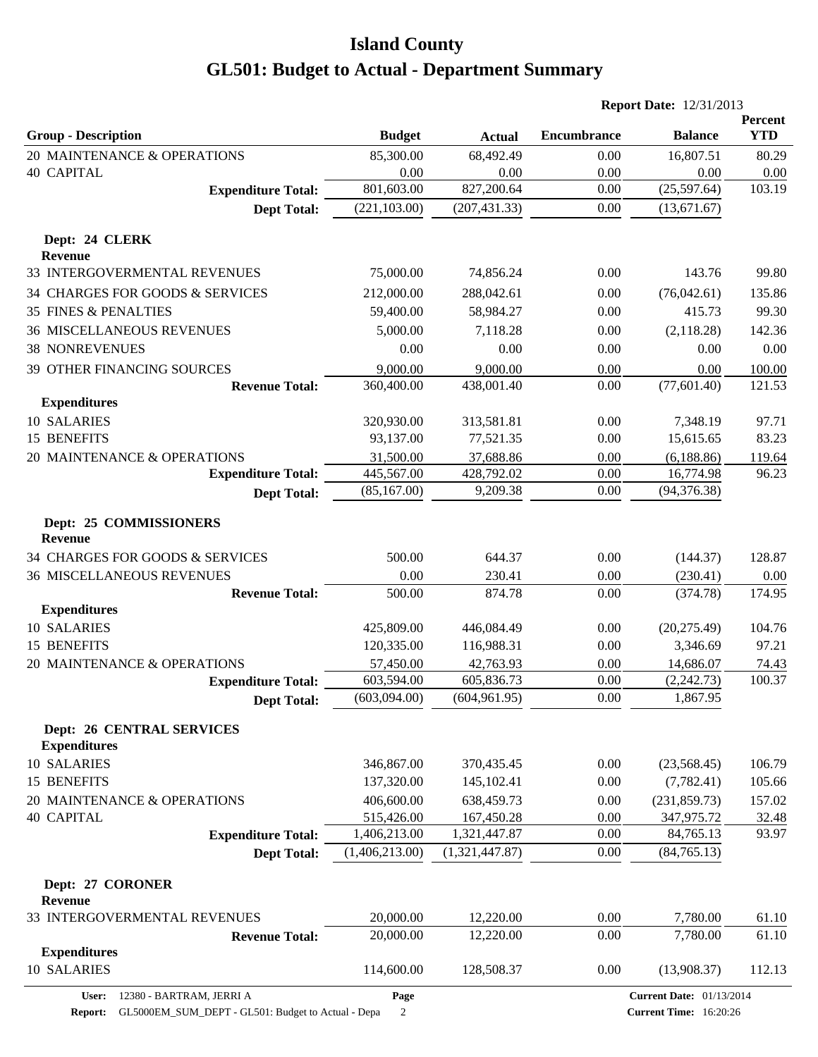# Island County

## GL501: Budget to Actual - Department Summary

**Report Date:** 12/31/2013

| Group - Description | Budget | Actual | Encumbrance | Balance | Percent YTD |
|---|---|---|---|---|---|
| 20 MAINTENANCE & OPERATIONS | 85,300.00 | 68,492.49 | 0.00 | 16,807.51 | 80.29 |
| 40 CAPITAL | 0.00 | 0.00 | 0.00 | 0.00 | 0.00 |
| **Expenditure Total:** | 801,603.00 | 827,200.64 | 0.00 | (25,597.64) | 103.19 |
| **Dept Total:** | (221,103.00) | (207,431.33) | 0.00 | (13,671.67) | |
| **Dept: 24 CLERK** | | | | | |
| **Revenue** | | | | | |
| 33 INTERGOVERMENTAL REVENUES | 75,000.00 | 74,856.24 | 0.00 | 143.76 | 99.80 |
| 34 CHARGES FOR GOODS & SERVICES | 212,000.00 | 288,042.61 | 0.00 | (76,042.61) | 135.86 |
| 35 FINES & PENALTIES | 59,400.00 | 58,984.27 | 0.00 | 415.73 | 99.30 |
| 36 MISCELLANEOUS REVENUES | 5,000.00 | 7,118.28 | 0.00 | (2,118.28) | 142.36 |
| 38 NONREVENUES | 0.00 | 0.00 | 0.00 | 0.00 | 0.00 |
| 39 OTHER FINANCING SOURCES | 9,000.00 | 9,000.00 | 0.00 | 0.00 | 100.00 |
| **Revenue Total:** | 360,400.00 | 438,001.40 | 0.00 | (77,601.40) | 121.53 |
| **Expenditures** | | | | | |
| 10 SALARIES | 320,930.00 | 313,581.81 | 0.00 | 7,348.19 | 97.71 |
| 15 BENEFITS | 93,137.00 | 77,521.35 | 0.00 | 15,615.65 | 83.23 |
| 20 MAINTENANCE & OPERATIONS | 31,500.00 | 37,688.86 | 0.00 | (6,188.86) | 119.64 |
| **Expenditure Total:** | 445,567.00 | 428,792.02 | 0.00 | 16,774.98 | 96.23 |
| **Dept Total:** | (85,167.00) | 9,209.38 | 0.00 | (94,376.38) | |
| **Dept: 25 COMMISSIONERS** | | | | | |
| **Revenue** | | | | | |
| 34 CHARGES FOR GOODS & SERVICES | 500.00 | 644.37 | 0.00 | (144.37) | 128.87 |
| 36 MISCELLANEOUS REVENUES | 0.00 | 230.41 | 0.00 | (230.41) | 0.00 |
| **Revenue Total:** | 500.00 | 874.78 | 0.00 | (374.78) | 174.95 |
| **Expenditures** | | | | | |
| 10 SALARIES | 425,809.00 | 446,084.49 | 0.00 | (20,275.49) | 104.76 |
| 15 BENEFITS | 120,335.00 | 116,988.31 | 0.00 | 3,346.69 | 97.21 |
| 20 MAINTENANCE & OPERATIONS | 57,450.00 | 42,763.93 | 0.00 | 14,686.07 | 74.43 |
| **Expenditure Total:** | 603,594.00 | 605,836.73 | 0.00 | (2,242.73) | 100.37 |
| **Dept Total:** | (603,094.00) | (604,961.95) | 0.00 | 1,867.95 | |
| **Dept: 26 CENTRAL SERVICES** | | | | | |
| **Expenditures** | | | | | |
| 10 SALARIES | 346,867.00 | 370,435.45 | 0.00 | (23,568.45) | 106.79 |
| 15 BENEFITS | 137,320.00 | 145,102.41 | 0.00 | (7,782.41) | 105.66 |
| 20 MAINTENANCE & OPERATIONS | 406,600.00 | 638,459.73 | 0.00 | (231,859.73) | 157.02 |
| 40 CAPITAL | 515,426.00 | 167,450.28 | 0.00 | 347,975.72 | 32.48 |
| **Expenditure Total:** | 1,406,213.00 | 1,321,447.87 | 0.00 | 84,765.13 | 93.97 |
| **Dept Total:** | (1,406,213.00) | (1,321,447.87) | 0.00 | (84,765.13) | |
| **Dept: 27 CORONER** | | | | | |
| **Revenue** | | | | | |
| 33 INTERGOVERMENTAL REVENUES | 20,000.00 | 12,220.00 | 0.00 | 7,780.00 | 61.10 |
| **Revenue Total:** | 20,000.00 | 12,220.00 | 0.00 | 7,780.00 | 61.10 |
| **Expenditures** | | | | | |
| 10 SALARIES | 114,600.00 | 128,508.37 | 0.00 | (13,908.37) | 112.13 |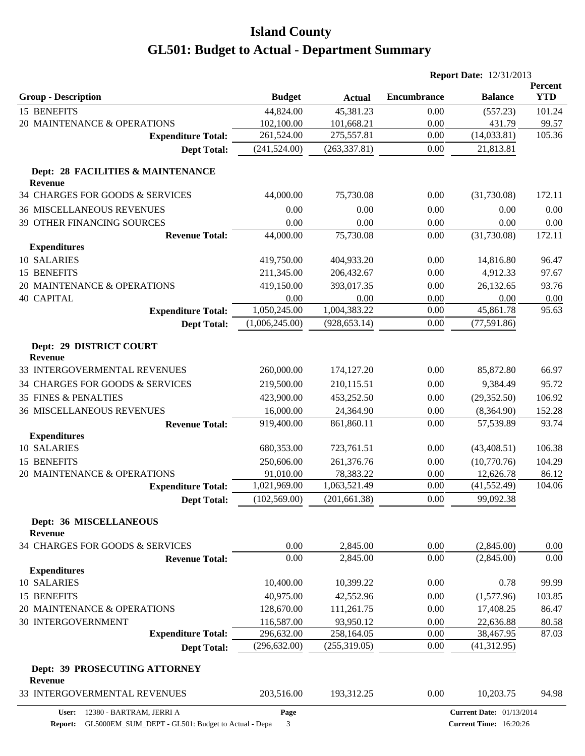# Island County

# GL501: Budget to Actual - Department Summary

**Report Date:** 12/31/2013

| Group - Description | Budget | Actual | Encumbrance | Balance | Percent YTD |
|---|---|---|---|---|---|
| 15 BENEFITS | 44,824.00 | 45,381.23 | 0.00 | (557.23) | 101.24 |
| 20 MAINTENANCE & OPERATIONS | 102,100.00 | 101,668.21 | 0.00 | 431.79 | 99.57 |
| **Expenditure Total:** | 261,524.00 | 275,557.81 | 0.00 | (14,033.81) | 105.36 |
| **Dept Total:** | (241,524.00) | (263,337.81) | 0.00 | 21,813.81 | |
| **Dept: 28 FACILITIES & MAINTENANCE** | | | | | |
| **Revenue** | | | | | |
| 34 CHARGES FOR GOODS & SERVICES | 44,000.00 | 75,730.08 | 0.00 | (31,730.08) | 172.11 |
| 36 MISCELLANEOUS REVENUES | 0.00 | 0.00 | 0.00 | 0.00 | 0.00 |
| 39 OTHER FINANCING SOURCES | 0.00 | 0.00 | 0.00 | 0.00 | 0.00 |
| **Revenue Total:** | 44,000.00 | 75,730.08 | 0.00 | (31,730.08) | 172.11 |
| **Expenditures** | | | | | |
| 10 SALARIES | 419,750.00 | 404,933.20 | 0.00 | 14,816.80 | 96.47 |
| 15 BENEFITS | 211,345.00 | 206,432.67 | 0.00 | 4,912.33 | 97.67 |
| 20 MAINTENANCE & OPERATIONS | 419,150.00 | 393,017.35 | 0.00 | 26,132.65 | 93.76 |
| 40 CAPITAL | 0.00 | 0.00 | 0.00 | 0.00 | 0.00 |
| **Expenditure Total:** | 1,050,245.00 | 1,004,383.22 | 0.00 | 45,861.78 | 95.63 |
| **Dept Total:** | (1,006,245.00) | (928,653.14) | 0.00 | (77,591.86) | |
| **Dept: 29 DISTRICT COURT** | | | | | |
| **Revenue** | | | | | |
| 33 INTERGOVERMENTAL REVENUES | 260,000.00 | 174,127.20 | 0.00 | 85,872.80 | 66.97 |
| 34 CHARGES FOR GOODS & SERVICES | 219,500.00 | 210,115.51 | 0.00 | 9,384.49 | 95.72 |
| 35 FINES & PENALTIES | 423,900.00 | 453,252.50 | 0.00 | (29,352.50) | 106.92 |
| 36 MISCELLANEOUS REVENUES | 16,000.00 | 24,364.90 | 0.00 | (8,364.90) | 152.28 |
| **Revenue Total:** | 919,400.00 | 861,860.11 | 0.00 | 57,539.89 | 93.74 |
| **Expenditures** | | | | | |
| 10 SALARIES | 680,353.00 | 723,761.51 | 0.00 | (43,408.51) | 106.38 |
| 15 BENEFITS | 250,606.00 | 261,376.76 | 0.00 | (10,770.76) | 104.29 |
| 20 MAINTENANCE & OPERATIONS | 91,010.00 | 78,383.22 | 0.00 | 12,626.78 | 86.12 |
| **Expenditure Total:** | 1,021,969.00 | 1,063,521.49 | 0.00 | (41,552.49) | 104.06 |
| **Dept Total:** | (102,569.00) | (201,661.38) | 0.00 | 99,092.38 | |
| **Dept: 36 MISCELLANEOUS** | | | | | |
| **Revenue** | | | | | |
| 34 CHARGES FOR GOODS & SERVICES | 0.00 | 2,845.00 | 0.00 | (2,845.00) | 0.00 |
| **Revenue Total:** | 0.00 | 2,845.00 | 0.00 | (2,845.00) | 0.00 |
| **Expenditures** | | | | | |
| 10 SALARIES | 10,400.00 | 10,399.22 | 0.00 | 0.78 | 99.99 |
| 15 BENEFITS | 40,975.00 | 42,552.96 | 0.00 | (1,577.96) | 103.85 |
| 20 MAINTENANCE & OPERATIONS | 128,670.00 | 111,261.75 | 0.00 | 17,408.25 | 86.47 |
| 30 INTERGOVERNMENT | 116,587.00 | 93,950.12 | 0.00 | 22,636.88 | 80.58 |
| **Expenditure Total:** | 296,632.00 | 258,164.05 | 0.00 | 38,467.95 | 87.03 |
| **Dept Total:** | (296,632.00) | (255,319.05) | 0.00 | (41,312.95) | |
| **Dept: 39 PROSECUTING ATTORNEY** | | | | | |
| **Revenue** | | | | | |
| 33 INTERGOVERMENTAL REVENUES | 203,516.00 | 193,312.25 | 0.00 | 10,203.75 | 94.98 |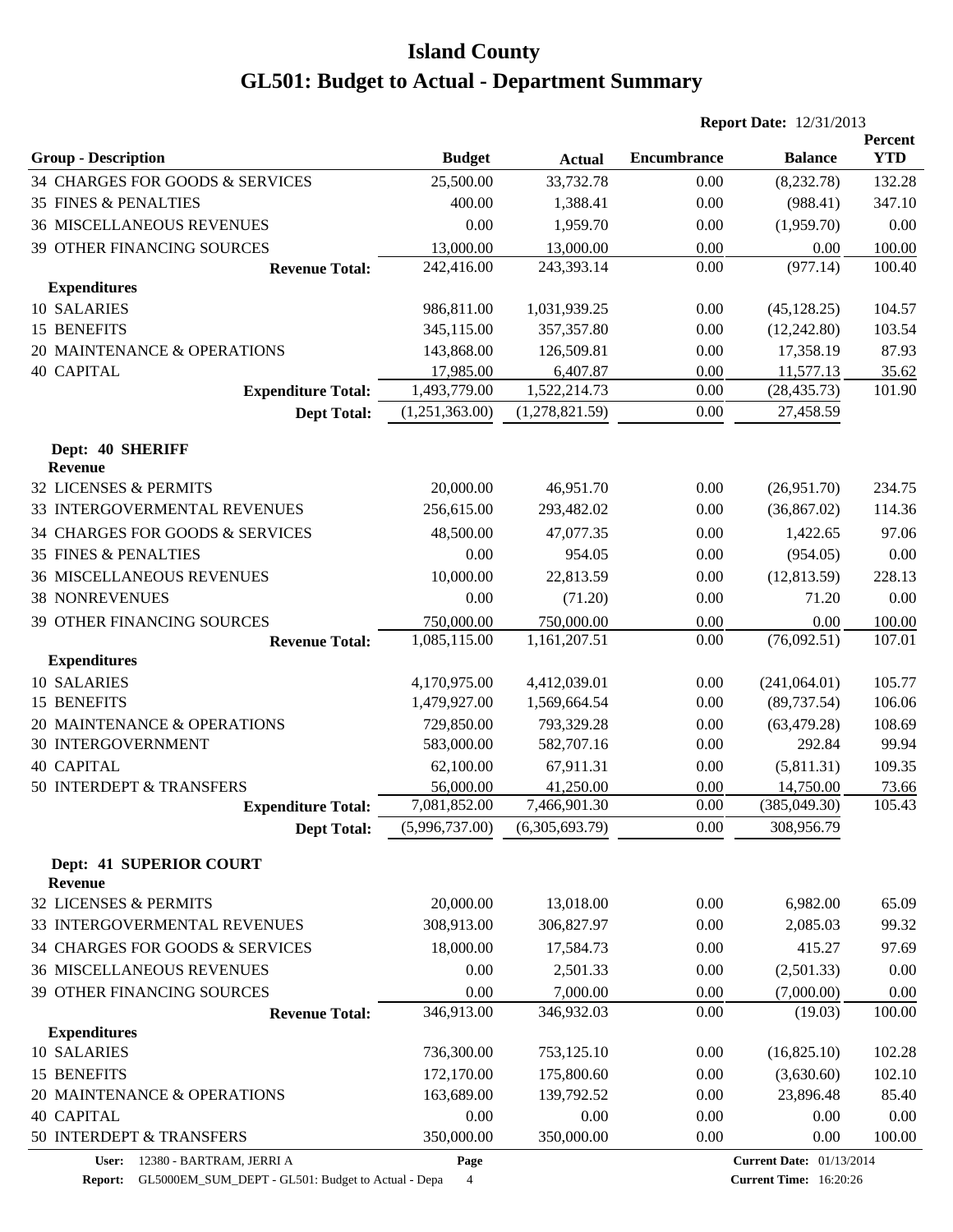# Island County

# GL501: Budget to Actual - Department Summary

**Report Date:** 12/31/2013

| Group - Description | Budget | Actual | Encumbrance | Balance | Percent YTD |
|---|---|---|---|---|---|
| 34 CHARGES FOR GOODS & SERVICES | 25,500.00 | 33,732.78 | 0.00 | (8,232.78) | 132.28 |
| 35 FINES & PENALTIES | 400.00 | 1,388.41 | 0.00 | (988.41) | 347.10 |
| 36 MISCELLANEOUS REVENUES | 0.00 | 1,959.70 | 0.00 | (1,959.70) | 0.00 |
| 39 OTHER FINANCING SOURCES | 13,000.00 | 13,000.00 | 0.00 | 0.00 | 100.00 |
| **Revenue Total:** | 242,416.00 | 243,393.14 | 0.00 | (977.14) | 100.40 |
| **Expenditures** | | | | | |
| 10 SALARIES | 986,811.00 | 1,031,939.25 | 0.00 | (45,128.25) | 104.57 |
| 15 BENEFITS | 345,115.00 | 357,357.80 | 0.00 | (12,242.80) | 103.54 |
| 20 MAINTENANCE & OPERATIONS | 143,868.00 | 126,509.81 | 0.00 | 17,358.19 | 87.93 |
| 40 CAPITAL | 17,985.00 | 6,407.87 | 0.00 | 11,577.13 | 35.62 |
| **Expenditure Total:** | 1,493,779.00 | 1,522,214.73 | 0.00 | (28,435.73) | 101.90 |
| **Dept Total:** | (1,251,363.00) | (1,278,821.59) | 0.00 | 27,458.59 | |
| **Dept: 40 SHERIFF** | | | | | |
| **Revenue** | | | | | |
| 32 LICENSES & PERMITS | 20,000.00 | 46,951.70 | 0.00 | (26,951.70) | 234.75 |
| 33 INTERGOVERMENTAL REVENUES | 256,615.00 | 293,482.02 | 0.00 | (36,867.02) | 114.36 |
| 34 CHARGES FOR GOODS & SERVICES | 48,500.00 | 47,077.35 | 0.00 | 1,422.65 | 97.06 |
| 35 FINES & PENALTIES | 0.00 | 954.05 | 0.00 | (954.05) | 0.00 |
| 36 MISCELLANEOUS REVENUES | 10,000.00 | 22,813.59 | 0.00 | (12,813.59) | 228.13 |
| 38 NONREVENUES | 0.00 | (71.20) | 0.00 | 71.20 | 0.00 |
| 39 OTHER FINANCING SOURCES | 750,000.00 | 750,000.00 | 0.00 | 0.00 | 100.00 |
| **Revenue Total:** | 1,085,115.00 | 1,161,207.51 | 0.00 | (76,092.51) | 107.01 |
| **Expenditures** | | | | | |
| 10 SALARIES | 4,170,975.00 | 4,412,039.01 | 0.00 | (241,064.01) | 105.77 |
| 15 BENEFITS | 1,479,927.00 | 1,569,664.54 | 0.00 | (89,737.54) | 106.06 |
| 20 MAINTENANCE & OPERATIONS | 729,850.00 | 793,329.28 | 0.00 | (63,479.28) | 108.69 |
| 30 INTERGOVERNMENT | 583,000.00 | 582,707.16 | 0.00 | 292.84 | 99.94 |
| 40 CAPITAL | 62,100.00 | 67,911.31 | 0.00 | (5,811.31) | 109.35 |
| 50 INTERDEPT & TRANSFERS | 56,000.00 | 41,250.00 | 0.00 | 14,750.00 | 73.66 |
| **Expenditure Total:** | 7,081,852.00 | 7,466,901.30 | 0.00 | (385,049.30) | 105.43 |
| **Dept Total:** | (5,996,737.00) | (6,305,693.79) | 0.00 | 308,956.79 | |
| **Dept: 41 SUPERIOR COURT** | | | | | |
| **Revenue** | | | | | |
| 32 LICENSES & PERMITS | 20,000.00 | 13,018.00 | 0.00 | 6,982.00 | 65.09 |
| 33 INTERGOVERMENTAL REVENUES | 308,913.00 | 306,827.97 | 0.00 | 2,085.03 | 99.32 |
| 34 CHARGES FOR GOODS & SERVICES | 18,000.00 | 17,584.73 | 0.00 | 415.27 | 97.69 |
| 36 MISCELLANEOUS REVENUES | 0.00 | 2,501.33 | 0.00 | (2,501.33) | 0.00 |
| 39 OTHER FINANCING SOURCES | 0.00 | 7,000.00 | 0.00 | (7,000.00) | 0.00 |
| **Revenue Total:** | 346,913.00 | 346,932.03 | 0.00 | (19.03) | 100.00 |
| **Expenditures** | | | | | |
| 10 SALARIES | 736,300.00 | 753,125.10 | 0.00 | (16,825.10) | 102.28 |
| 15 BENEFITS | 172,170.00 | 175,800.60 | 0.00 | (3,630.60) | 102.10 |
| 20 MAINTENANCE & OPERATIONS | 163,689.00 | 139,792.52 | 0.00 | 23,896.48 | 85.40 |
| 40 CAPITAL | 0.00 | 0.00 | 0.00 | 0.00 | 0.00 |
| 50 INTERDEPT & TRANSFERS | 350,000.00 | 350,000.00 | 0.00 | 0.00 | 100.00 |

**User:** 12380 - BARTRAM, JERRI A
**Report:** GL5000EM_SUM_DEPT - GL501: Budget to Actual - Depa
**Page** 4
**Current Date:** 01/13/2014
**Current Time:** 16:20:26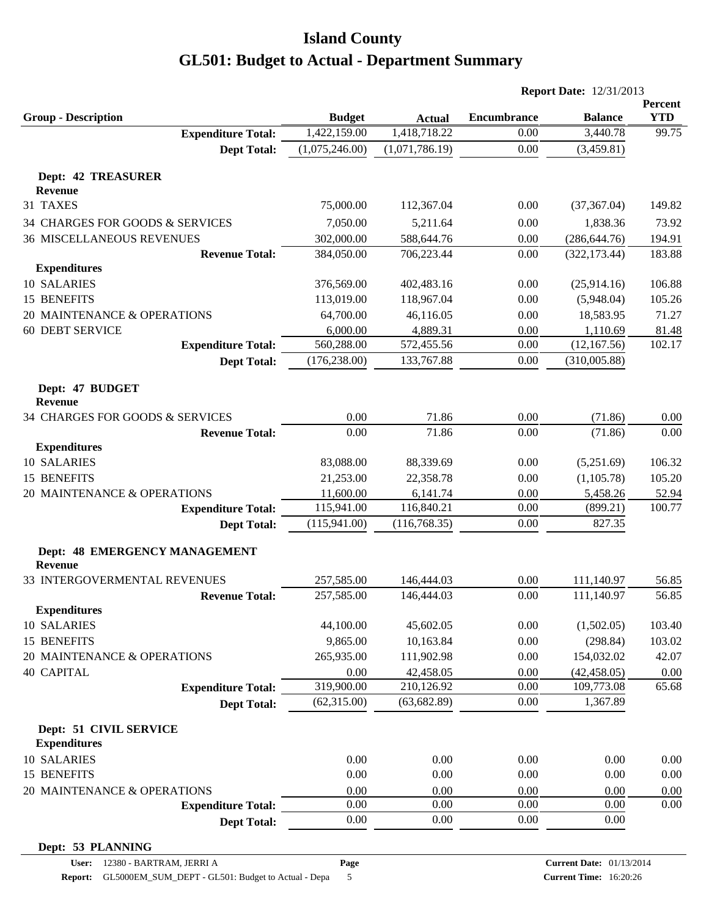# Island County

# GL501: Budget to Actual - Department Summary

**Report Date:** 12/31/2013

| Group - Description | Budget | Actual | Encumbrance | Balance | Percent YTD |
|---|---|---|---|---|---|
| **Expenditure Total:** | 1,422,159.00 | 1,418,718.22 | 0.00 | 3,440.78 | 99.75 |
| **Dept Total:** | (1,075,246.00) | (1,071,786.19) | 0.00 | (3,459.81) | |
| **Dept: 42 TREASURER** | | | | | |
| **Revenue** | | | | | |
| 31 TAXES | 75,000.00 | 112,367.04 | 0.00 | (37,367.04) | 149.82 |
| 34 CHARGES FOR GOODS & SERVICES | 7,050.00 | 5,211.64 | 0.00 | 1,838.36 | 73.92 |
| 36 MISCELLANEOUS REVENUES | 302,000.00 | 588,644.76 | 0.00 | (286,644.76) | 194.91 |
| **Revenue Total:** | 384,050.00 | 706,223.44 | 0.00 | (322,173.44) | 183.88 |
| **Expenditures** | | | | | |
| 10 SALARIES | 376,569.00 | 402,483.16 | 0.00 | (25,914.16) | 106.88 |
| 15 BENEFITS | 113,019.00 | 118,967.04 | 0.00 | (5,948.04) | 105.26 |
| 20 MAINTENANCE & OPERATIONS | 64,700.00 | 46,116.05 | 0.00 | 18,583.95 | 71.27 |
| 60 DEBT SERVICE | 6,000.00 | 4,889.31 | 0.00 | 1,110.69 | 81.48 |
| **Expenditure Total:** | 560,288.00 | 572,455.56 | 0.00 | (12,167.56) | 102.17 |
| **Dept Total:** | (176,238.00) | 133,767.88 | 0.00 | (310,005.88) | |
| **Dept: 47 BUDGET** | | | | | |
| **Revenue** | | | | | |
| 34 CHARGES FOR GOODS & SERVICES | 0.00 | 71.86 | 0.00 | (71.86) | 0.00 |
| **Revenue Total:** | 0.00 | 71.86 | 0.00 | (71.86) | 0.00 |
| **Expenditures** | | | | | |
| 10 SALARIES | 83,088.00 | 88,339.69 | 0.00 | (5,251.69) | 106.32 |
| 15 BENEFITS | 21,253.00 | 22,358.78 | 0.00 | (1,105.78) | 105.20 |
| 20 MAINTENANCE & OPERATIONS | 11,600.00 | 6,141.74 | 0.00 | 5,458.26 | 52.94 |
| **Expenditure Total:** | 115,941.00 | 116,840.21 | 0.00 | (899.21) | 100.77 |
| **Dept Total:** | (115,941.00) | (116,768.35) | 0.00 | 827.35 | |
| **Dept: 48 EMERGENCY MANAGEMENT** | | | | | |
| **Revenue** | | | | | |
| 33 INTERGOVERMENTAL REVENUES | 257,585.00 | 146,444.03 | 0.00 | 111,140.97 | 56.85 |
| **Revenue Total:** | 257,585.00 | 146,444.03 | 0.00 | 111,140.97 | 56.85 |
| **Expenditures** | | | | | |
| 10 SALARIES | 44,100.00 | 45,602.05 | 0.00 | (1,502.05) | 103.40 |
| 15 BENEFITS | 9,865.00 | 10,163.84 | 0.00 | (298.84) | 103.02 |
| 20 MAINTENANCE & OPERATIONS | 265,935.00 | 111,902.98 | 0.00 | 154,032.02 | 42.07 |
| 40 CAPITAL | 0.00 | 42,458.05 | 0.00 | (42,458.05) | 0.00 |
| **Expenditure Total:** | 319,900.00 | 210,126.92 | 0.00 | 109,773.08 | 65.68 |
| **Dept Total:** | (62,315.00) | (63,682.89) | 0.00 | 1,367.89 | |
| **Dept: 51 CIVIL SERVICE** | | | | | |
| **Expenditures** | | | | | |
| 10 SALARIES | 0.00 | 0.00 | 0.00 | 0.00 | 0.00 |
| 15 BENEFITS | 0.00 | 0.00 | 0.00 | 0.00 | 0.00 |
| 20 MAINTENANCE & OPERATIONS | 0.00 | 0.00 | 0.00 | 0.00 | 0.00 |
| **Expenditure Total:** | 0.00 | 0.00 | 0.00 | 0.00 | 0.00 |
| **Dept Total:** | 0.00 | 0.00 | 0.00 | 0.00 | |
| **Dept: 53 PLANNING** | | | | | |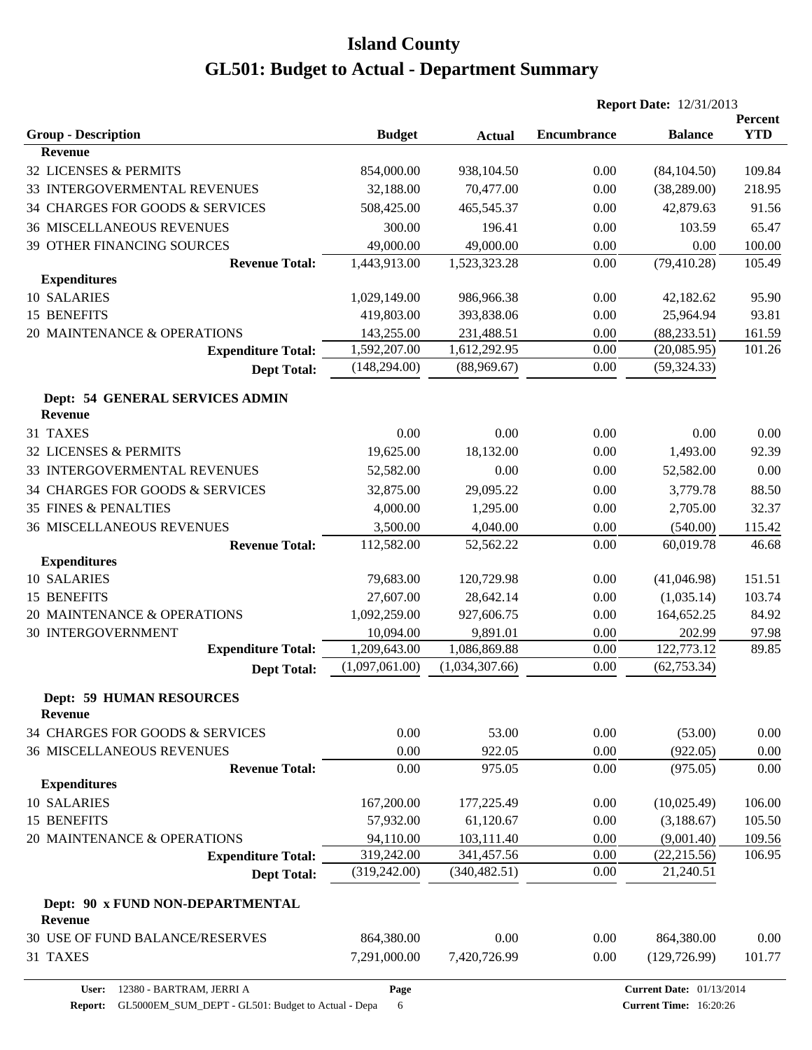# Island County

# GL501: Budget to Actual - Department Summary

**Report Date:** 12/31/2013

| Group - Description | Budget | Actual | Encumbrance | Balance | Percent YTD |
|---|---|---|---|---|---|
| **Revenue** | | | | | |
| 32 LICENSES & PERMITS | 854,000.00 | 938,104.50 | 0.00 | (84,104.50) | 109.84 |
| 33 INTERGOVERMENTAL REVENUES | 32,188.00 | 70,477.00 | 0.00 | (38,289.00) | 218.95 |
| 34 CHARGES FOR GOODS & SERVICES | 508,425.00 | 465,545.37 | 0.00 | 42,879.63 | 91.56 |
| 36 MISCELLANEOUS REVENUES | 300.00 | 196.41 | 0.00 | 103.59 | 65.47 |
| 39 OTHER FINANCING SOURCES | 49,000.00 | 49,000.00 | 0.00 | 0.00 | 100.00 |
| **Revenue Total:** | 1,443,913.00 | 1,523,323.28 | 0.00 | (79,410.28) | 105.49 |
| **Expenditures** | | | | | |
| 10 SALARIES | 1,029,149.00 | 986,966.38 | 0.00 | 42,182.62 | 95.90 |
| 15 BENEFITS | 419,803.00 | 393,838.06 | 0.00 | 25,964.94 | 93.81 |
| 20 MAINTENANCE & OPERATIONS | 143,255.00 | 231,488.51 | 0.00 | (88,233.51) | 161.59 |
| **Expenditure Total:** | 1,592,207.00 | 1,612,292.95 | 0.00 | (20,085.95) | 101.26 |
| **Dept Total:** | (148,294.00) | (88,969.67) | 0.00 | (59,324.33) | |

## Dept: 54 GENERAL SERVICES ADMIN

| Group - Description | Budget | Actual | Encumbrance | Balance | Percent YTD |
|---|---|---|---|---|---|
| **Revenue** | | | | | |
| 31 TAXES | 0.00 | 0.00 | 0.00 | 0.00 | 0.00 |
| 32 LICENSES & PERMITS | 19,625.00 | 18,132.00 | 0.00 | 1,493.00 | 92.39 |
| 33 INTERGOVERMENTAL REVENUES | 52,582.00 | 0.00 | 0.00 | 52,582.00 | 0.00 |
| 34 CHARGES FOR GOODS & SERVICES | 32,875.00 | 29,095.22 | 0.00 | 3,779.78 | 88.50 |
| 35 FINES & PENALTIES | 4,000.00 | 1,295.00 | 0.00 | 2,705.00 | 32.37 |
| 36 MISCELLANEOUS REVENUES | 3,500.00 | 4,040.00 | 0.00 | (540.00) | 115.42 |
| **Revenue Total:** | 112,582.00 | 52,562.22 | 0.00 | 60,019.78 | 46.68 |
| **Expenditures** | | | | | |
| 10 SALARIES | 79,683.00 | 120,729.98 | 0.00 | (41,046.98) | 151.51 |
| 15 BENEFITS | 27,607.00 | 28,642.14 | 0.00 | (1,035.14) | 103.74 |
| 20 MAINTENANCE & OPERATIONS | 1,092,259.00 | 927,606.75 | 0.00 | 164,652.25 | 84.92 |
| 30 INTERGOVERNMENT | 10,094.00 | 9,891.01 | 0.00 | 202.99 | 97.98 |
| **Expenditure Total:** | 1,209,643.00 | 1,086,869.88 | 0.00 | 122,773.12 | 89.85 |
| **Dept Total:** | (1,097,061.00) | (1,034,307.66) | 0.00 | (62,753.34) | |

## Dept: 59 HUMAN RESOURCES

| Group - Description | Budget | Actual | Encumbrance | Balance | Percent YTD |
|---|---|---|---|---|---|
| **Revenue** | | | | | |
| 34 CHARGES FOR GOODS & SERVICES | 0.00 | 53.00 | 0.00 | (53.00) | 0.00 |
| 36 MISCELLANEOUS REVENUES | 0.00 | 922.05 | 0.00 | (922.05) | 0.00 |
| **Revenue Total:** | 0.00 | 975.05 | 0.00 | (975.05) | 0.00 |
| **Expenditures** | | | | | |
| 10 SALARIES | 167,200.00 | 177,225.49 | 0.00 | (10,025.49) | 106.00 |
| 15 BENEFITS | 57,932.00 | 61,120.67 | 0.00 | (3,188.67) | 105.50 |
| 20 MAINTENANCE & OPERATIONS | 94,110.00 | 103,111.40 | 0.00 | (9,001.40) | 109.56 |
| **Expenditure Total:** | 319,242.00 | 341,457.56 | 0.00 | (22,215.56) | 106.95 |
| **Dept Total:** | (319,242.00) | (340,482.51) | 0.00 | 21,240.51 | |

## Dept: 90 x FUND NON-DEPARTMENTAL

| Group - Description | Budget | Actual | Encumbrance | Balance | Percent YTD |
|---|---|---|---|---|---|
| **Revenue** | | | | | |
| 30 USE OF FUND BALANCE/RESERVES | 864,380.00 | 0.00 | 0.00 | 864,380.00 | 0.00 |
| 31 TAXES | 7,291,000.00 | 7,420,726.99 | 0.00 | (129,726.99) | 101.77 |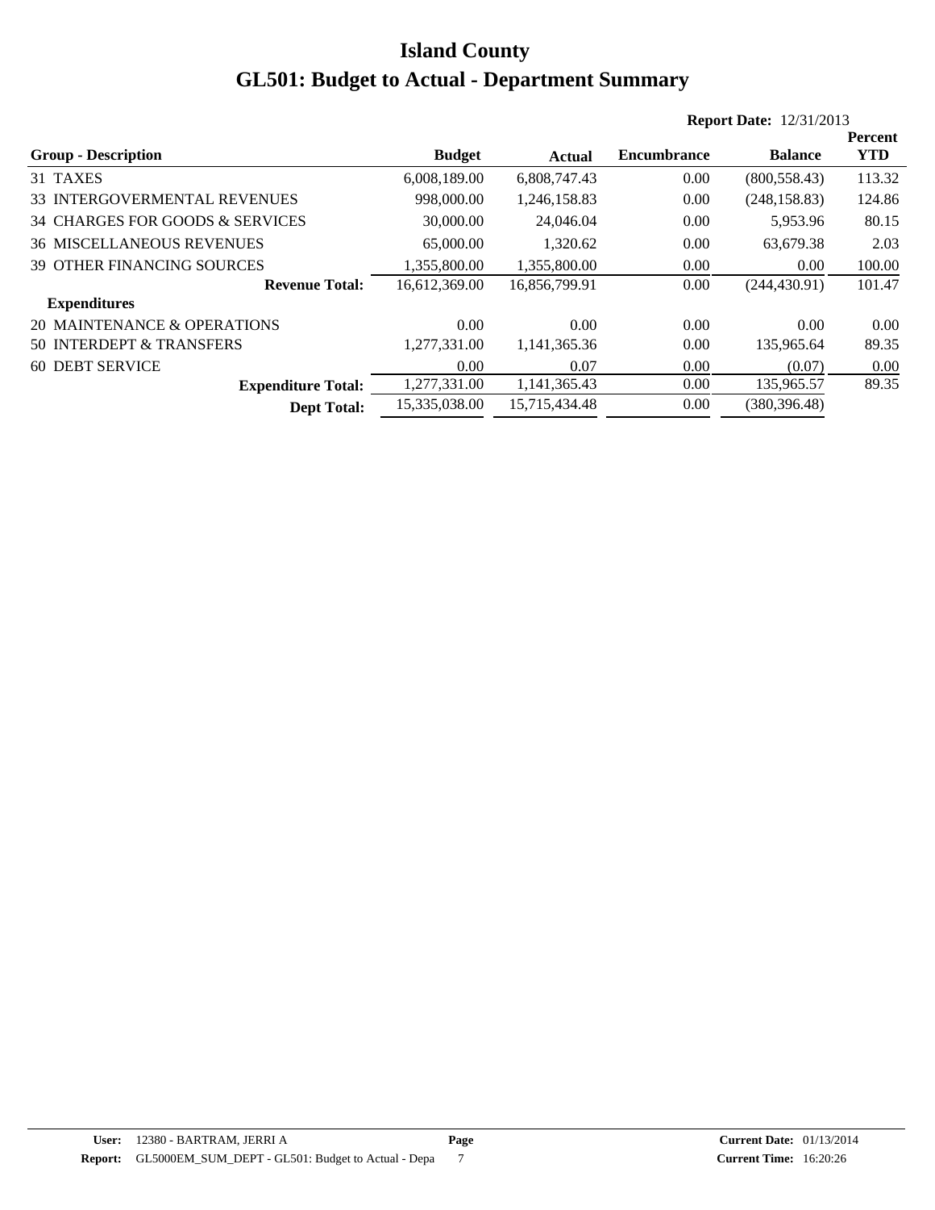# Island County

# GL501: Budget to Actual - Department Summary

**Report Date:** 12/31/2013

| Group - Description | Budget | Actual | Encumbrance | Balance | Percent YTD |
|---|---|---|---|---|---|
| 31 TAXES | 6,008,189.00 | 6,808,747.43 | 0.00 | (800,558.43) | 113.32 |
| 33 INTERGOVERMENTAL REVENUES | 998,000.00 | 1,246,158.83 | 0.00 | (248,158.83) | 124.86 |
| 34 CHARGES FOR GOODS & SERVICES | 30,000.00 | 24,046.04 | 0.00 | 5,953.96 | 80.15 |
| 36 MISCELLANEOUS REVENUES | 65,000.00 | 1,320.62 | 0.00 | 63,679.38 | 2.03 |
| 39 OTHER FINANCING SOURCES | 1,355,800.00 | 1,355,800.00 | 0.00 | 0.00 | 100.00 |
| **Revenue Total:** | 16,612,369.00 | 16,856,799.91 | 0.00 | (244,430.91) | 101.47 |
| **Expenditures** | | | | | |
| 20 MAINTENANCE & OPERATIONS | 0.00 | 0.00 | 0.00 | 0.00 | 0.00 |
| 50 INTERDEPT & TRANSFERS | 1,277,331.00 | 1,141,365.36 | 0.00 | 135,965.64 | 89.35 |
| 60 DEBT SERVICE | 0.00 | 0.07 | 0.00 | (0.07) | 0.00 |
| **Expenditure Total:** | 1,277,331.00 | 1,141,365.43 | 0.00 | 135,965.57 | 89.35 |
| **Dept Total:** | 15,335,038.00 | 15,715,434.48 | 0.00 | (380,396.48) | |

**User:** 12380 - BARTRAM, JERRI A
**Report:** GL5000EM_SUM_DEPT - GL501: Budget to Actual - Depa
**Page** 7
**Current Date:** 01/13/2014
**Current Time:** 16:20:26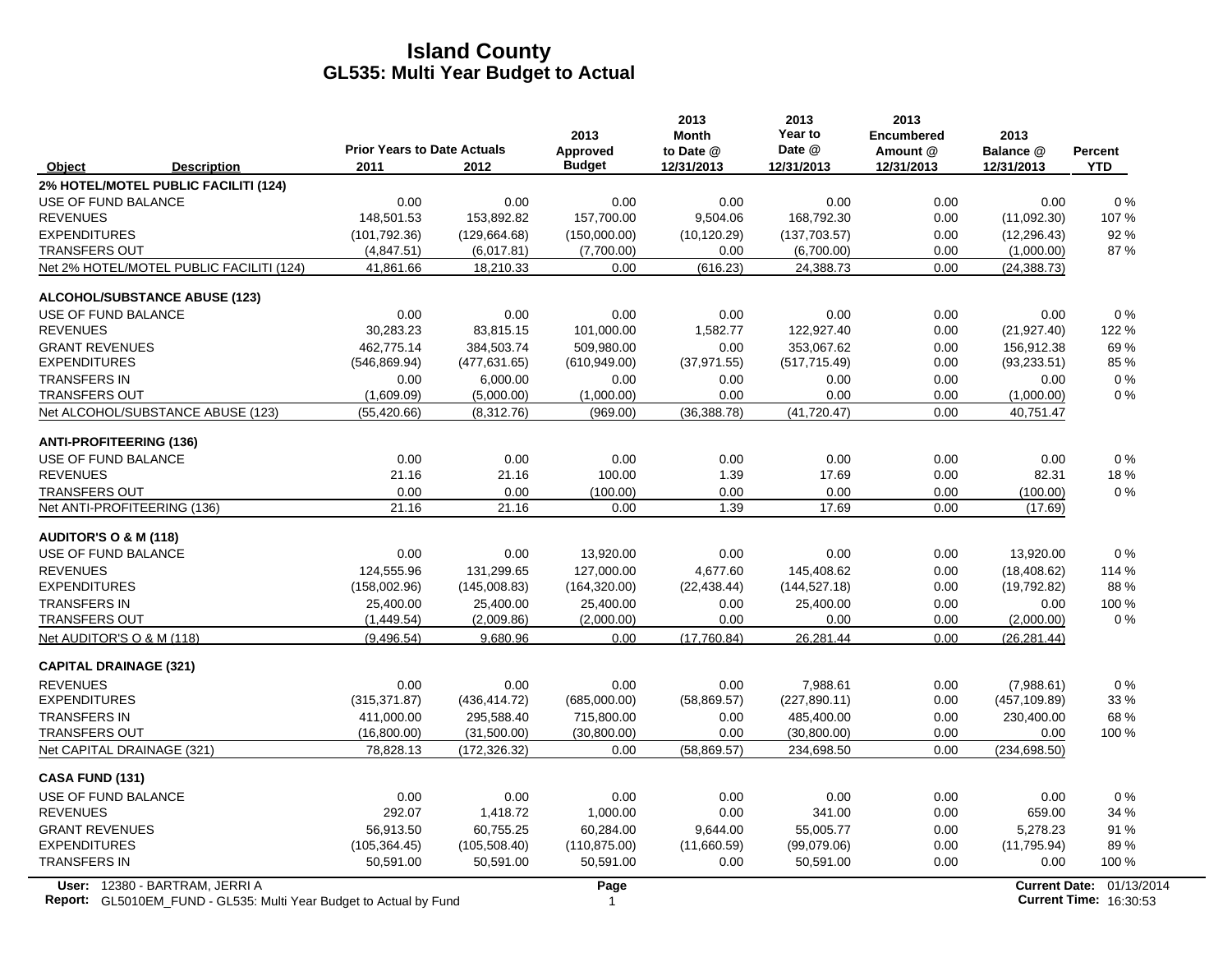# Island County
## GL535: Multi Year Budget to Actual

| Object | Description | Prior Years to Date Actuals 2011 | 2012 | 2013 Approved Budget | 2013 Month to Date @ 12/31/2013 | 2013 Year to Date @ 12/31/2013 | 2013 Encumbered Amount @ 12/31/2013 | 2013 Balance @ 12/31/2013 | Percent YTD |
|---|---|---|---|---|---|---|---|---|---|
| **2% HOTEL/MOTEL PUBLIC FACILITI (124)** | | | | | | | | | |
| USE OF FUND BALANCE | | 0.00 | 0.00 | 0.00 | 0.00 | 0.00 | 0.00 | 0.00 | 0 % |
| REVENUES | | 148,501.53 | 153,892.82 | 157,700.00 | 9,504.06 | 168,792.30 | 0.00 | (11,092.30) | 107 % |
| EXPENDITURES | | (101,792.36) | (129,664.68) | (150,000.00) | (10,120.29) | (137,703.57) | 0.00 | (12,296.43) | 92 % |
| TRANSFERS OUT | | (4,847.51) | (6,017.81) | (7,700.00) | 0.00 | (6,700.00) | 0.00 | (1,000.00) | 87 % |
| Net 2% HOTEL/MOTEL PUBLIC FACILITI (124) | | 41,861.66 | 18,210.33 | 0.00 | (616.23) | 24,388.73 | 0.00 | (24,388.73) | |
| **ALCOHOL/SUBSTANCE ABUSE (123)** | | | | | | | | | |
| USE OF FUND BALANCE | | 0.00 | 0.00 | 0.00 | 0.00 | 0.00 | 0.00 | 0.00 | 0 % |
| REVENUES | | 30,283.23 | 83,815.15 | 101,000.00 | 1,582.77 | 122,927.40 | 0.00 | (21,927.40) | 122 % |
| GRANT REVENUES | | 462,775.14 | 384,503.74 | 509,980.00 | 0.00 | 353,067.62 | 0.00 | 156,912.38 | 69 % |
| EXPENDITURES | | (546,869.94) | (477,631.65) | (610,949.00) | (37,971.55) | (517,715.49) | 0.00 | (93,233.51) | 85 % |
| TRANSFERS IN | | 0.00 | 6,000.00 | 0.00 | 0.00 | 0.00 | 0.00 | 0.00 | 0 % |
| TRANSFERS OUT | | (1,609.09) | (5,000.00) | (1,000.00) | 0.00 | 0.00 | 0.00 | (1,000.00) | 0 % |
| Net ALCOHOL/SUBSTANCE ABUSE (123) | | (55,420.66) | (8,312.76) | (969.00) | (36,388.78) | (41,720.47) | 0.00 | 40,751.47 | |
| **ANTI-PROFITEERING (136)** | | | | | | | | | |
| USE OF FUND BALANCE | | 0.00 | 0.00 | 0.00 | 0.00 | 0.00 | 0.00 | 0.00 | 0 % |
| REVENUES | | 21.16 | 21.16 | 100.00 | 1.39 | 17.69 | 0.00 | 82.31 | 18 % |
| TRANSFERS OUT | | 0.00 | 0.00 | (100.00) | 0.00 | 0.00 | 0.00 | (100.00) | 0 % |
| Net ANTI-PROFITEERING (136) | | 21.16 | 21.16 | 0.00 | 1.39 | 17.69 | 0.00 | (17.69) | |
| **AUDITOR'S O & M (118)** | | | | | | | | | |
| USE OF FUND BALANCE | | 0.00 | 0.00 | 13,920.00 | 0.00 | 0.00 | 0.00 | 13,920.00 | 0 % |
| REVENUES | | 124,555.96 | 131,299.65 | 127,000.00 | 4,677.60 | 145,408.62 | 0.00 | (18,408.62) | 114 % |
| EXPENDITURES | | (158,002.96) | (145,008.83) | (164,320.00) | (22,438.44) | (144,527.18) | 0.00 | (19,792.82) | 88 % |
| TRANSFERS IN | | 25,400.00 | 25,400.00 | 25,400.00 | 0.00 | 25,400.00 | 0.00 | 0.00 | 100 % |
| TRANSFERS OUT | | (1,449.54) | (2,009.86) | (2,000.00) | 0.00 | 0.00 | 0.00 | (2,000.00) | 0 % |
| Net AUDITOR'S O & M (118) | | (9,496.54) | 9,680.96 | 0.00 | (17,760.84) | 26,281.44 | 0.00 | (26,281.44) | |
| **CAPITAL DRAINAGE (321)** | | | | | | | | | |
| REVENUES | | 0.00 | 0.00 | 0.00 | 0.00 | 7,988.61 | 0.00 | (7,988.61) | 0 % |
| EXPENDITURES | | (315,371.87) | (436,414.72) | (685,000.00) | (58,869.57) | (227,890.11) | 0.00 | (457,109.89) | 33 % |
| TRANSFERS IN | | 411,000.00 | 295,588.40 | 715,800.00 | 0.00 | 485,400.00 | 0.00 | 230,400.00 | 68 % |
| TRANSFERS OUT | | (16,800.00) | (31,500.00) | (30,800.00) | 0.00 | (30,800.00) | 0.00 | 0.00 | 100 % |
| Net CAPITAL DRAINAGE (321) | | 78,828.13 | (172,326.32) | 0.00 | (58,869.57) | 234,698.50 | 0.00 | (234,698.50) | |
| **CASA FUND (131)** | | | | | | | | | |
| USE OF FUND BALANCE | | 0.00 | 0.00 | 0.00 | 0.00 | 0.00 | 0.00 | 0.00 | 0 % |
| REVENUES | | 292.07 | 1,418.72 | 1,000.00 | 0.00 | 341.00 | 0.00 | 659.00 | 34 % |
| GRANT REVENUES | | 56,913.50 | 60,755.25 | 60,284.00 | 9,644.00 | 55,005.77 | 0.00 | 5,278.23 | 91 % |
| EXPENDITURES | | (105,364.45) | (105,508.40) | (110,875.00) | (11,660.59) | (99,079.06) | 0.00 | (11,795.94) | 89 % |
| TRANSFERS IN | | 50,591.00 | 50,591.00 | 50,591.00 | 0.00 | 50,591.00 | 0.00 | 0.00 | 100 % |

**User:** 12380 - BARTRAM, JERRI A
**Report:** GL5010EM_FUND - GL535: Multi Year Budget to Actual by Fund
**Current Date:** 01/13/2014
**Current Time:** 16:30:53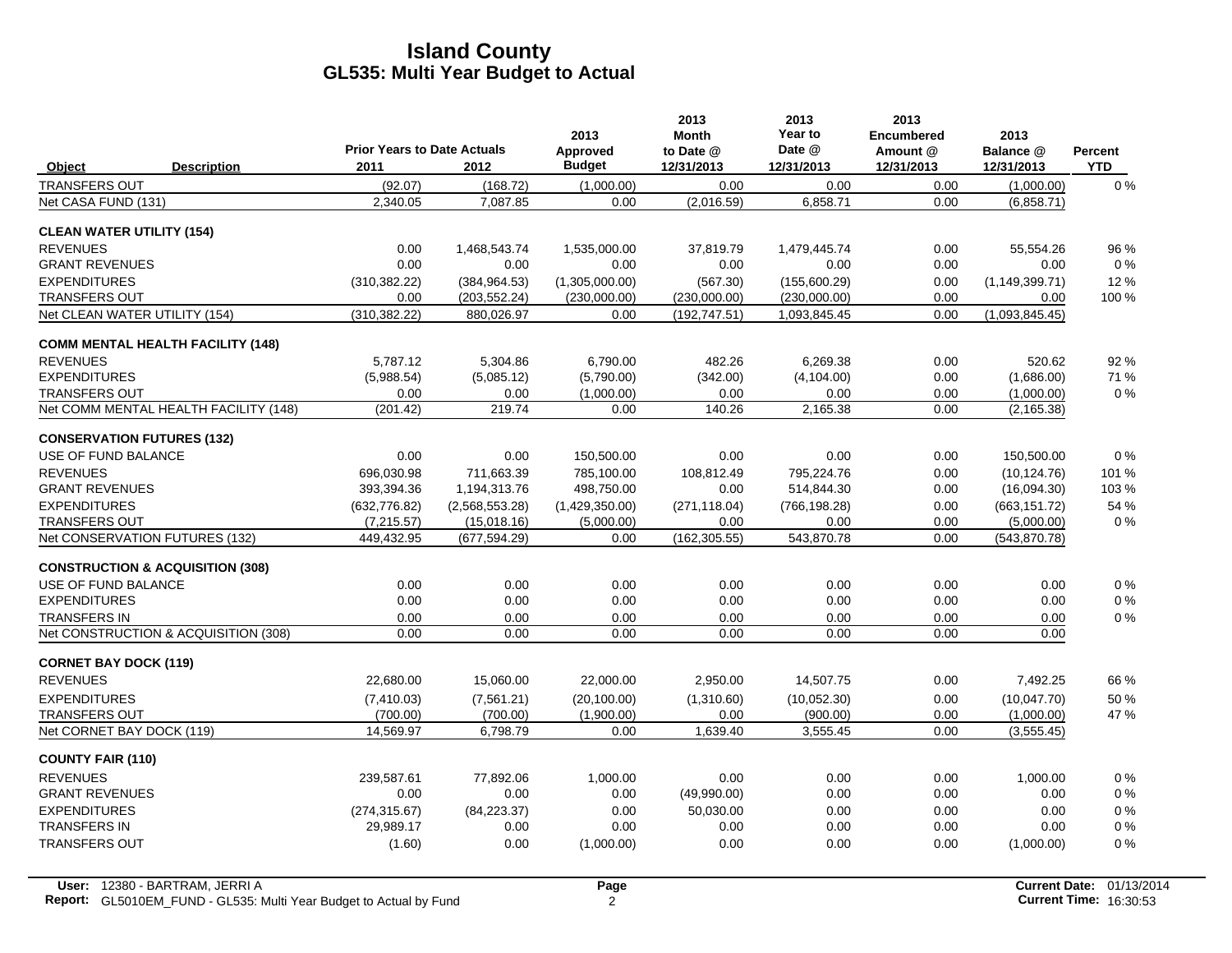# Island County
## GL535: Multi Year Budget to Actual

| Object | Description | Prior Years to Date Actuals 2011 | 2012 | 2013 Approved Budget | 2013 Month to Date @ 12/31/2013 | 2013 Year to Date @ 12/31/2013 | 2013 Encumbered Amount @ 12/31/2013 | 2013 Balance @ 12/31/2013 | Percent YTD |
|---|---|---|---|---|---|---|---|---|---|
| TRANSFERS OUT | | (92.07) | (168.72) | (1,000.00) | 0.00 | 0.00 | 0.00 | (1,000.00) | 0 % |
| Net CASA FUND (131) | | 2,340.05 | 7,087.85 | 0.00 | (2,016.59) | 6,858.71 | 0.00 | (6,858.71) | |
| **CLEAN WATER UTILITY (154)** | | | | | | | | | |
| REVENUES | | 0.00 | 1,468,543.74 | 1,535,000.00 | 37,819.79 | 1,479,445.74 | 0.00 | 55,554.26 | 96 % |
| GRANT REVENUES | | 0.00 | 0.00 | 0.00 | 0.00 | 0.00 | 0.00 | 0.00 | 0 % |
| EXPENDITURES | | (310,382.22) | (384,964.53) | (1,305,000.00) | (567.30) | (155,600.29) | 0.00 | (1,149,399.71) | 12 % |
| TRANSFERS OUT | | 0.00 | (203,552.24) | (230,000.00) | (230,000.00) | (230,000.00) | 0.00 | 0.00 | 100 % |
| Net CLEAN WATER UTILITY (154) | | (310,382.22) | 880,026.97 | 0.00 | (192,747.51) | 1,093,845.45 | 0.00 | (1,093,845.45) | |
| **COMM MENTAL HEALTH FACILITY (148)** | | | | | | | | | |
| REVENUES | | 5,787.12 | 5,304.86 | 6,790.00 | 482.26 | 6,269.38 | 0.00 | 520.62 | 92 % |
| EXPENDITURES | | (5,988.54) | (5,085.12) | (5,790.00) | (342.00) | (4,104.00) | 0.00 | (1,686.00) | 71 % |
| TRANSFERS OUT | | 0.00 | 0.00 | (1,000.00) | 0.00 | 0.00 | 0.00 | (1,000.00) | 0 % |
| Net COMM MENTAL HEALTH FACILITY (148) | | (201.42) | 219.74 | 0.00 | 140.26 | 2,165.38 | 0.00 | (2,165.38) | |
| **CONSERVATION FUTURES (132)** | | | | | | | | | |
| USE OF FUND BALANCE | | 0.00 | 0.00 | 150,500.00 | 0.00 | 0.00 | 0.00 | 150,500.00 | 0 % |
| REVENUES | | 696,030.98 | 711,663.39 | 785,100.00 | 108,812.49 | 795,224.76 | 0.00 | (10,124.76) | 101 % |
| GRANT REVENUES | | 393,394.36 | 1,194,313.76 | 498,750.00 | 0.00 | 514,844.30 | 0.00 | (16,094.30) | 103 % |
| EXPENDITURES | | (632,776.82) | (2,568,553.28) | (1,429,350.00) | (271,118.04) | (766,198.28) | 0.00 | (663,151.72) | 54 % |
| TRANSFERS OUT | | (7,215.57) | (15,018.16) | (5,000.00) | 0.00 | 0.00 | 0.00 | (5,000.00) | 0 % |
| Net CONSERVATION FUTURES (132) | | 449,432.95 | (677,594.29) | 0.00 | (162,305.55) | 543,870.78 | 0.00 | (543,870.78) | |
| **CONSTRUCTION & ACQUISITION (308)** | | | | | | | | | |
| USE OF FUND BALANCE | | 0.00 | 0.00 | 0.00 | 0.00 | 0.00 | 0.00 | 0.00 | 0 % |
| EXPENDITURES | | 0.00 | 0.00 | 0.00 | 0.00 | 0.00 | 0.00 | 0.00 | 0 % |
| TRANSFERS IN | | 0.00 | 0.00 | 0.00 | 0.00 | 0.00 | 0.00 | 0.00 | 0 % |
| Net CONSTRUCTION & ACQUISITION (308) | | 0.00 | 0.00 | 0.00 | 0.00 | 0.00 | 0.00 | 0.00 | |
| **CORNET BAY DOCK (119)** | | | | | | | | | |
| REVENUES | | 22,680.00 | 15,060.00 | 22,000.00 | 2,950.00 | 14,507.75 | 0.00 | 7,492.25 | 66 % |
| EXPENDITURES | | (7,410.03) | (7,561.21) | (20,100.00) | (1,310.60) | (10,052.30) | 0.00 | (10,047.70) | 50 % |
| TRANSFERS OUT | | (700.00) | (700.00) | (1,900.00) | 0.00 | (900.00) | 0.00 | (1,000.00) | 47 % |
| Net CORNET BAY DOCK (119) | | 14,569.97 | 6,798.79 | 0.00 | 1,639.40 | 3,555.45 | 0.00 | (3,555.45) | |
| **COUNTY FAIR (110)** | | | | | | | | | |
| REVENUES | | 239,587.61 | 77,892.06 | 1,000.00 | 0.00 | 0.00 | 0.00 | 1,000.00 | 0 % |
| GRANT REVENUES | | 0.00 | 0.00 | 0.00 | (49,990.00) | 0.00 | 0.00 | 0.00 | 0 % |
| EXPENDITURES | | (274,315.67) | (84,223.37) | 0.00 | 50,030.00 | 0.00 | 0.00 | 0.00 | 0 % |
| TRANSFERS IN | | 29,989.17 | 0.00 | 0.00 | 0.00 | 0.00 | 0.00 | 0.00 | 0 % |
| TRANSFERS OUT | | (1.60) | 0.00 | (1,000.00) | 0.00 | 0.00 | 0.00 | (1,000.00) | 0 % |

**User:** 12380 - BARTRAM, JERRI A
**Report:** GL5010EM_FUND - GL535: Multi Year Budget to Actual by Fund
**Page** 2
**Current Date:** 01/13/2014
**Current Time:** 16:30:53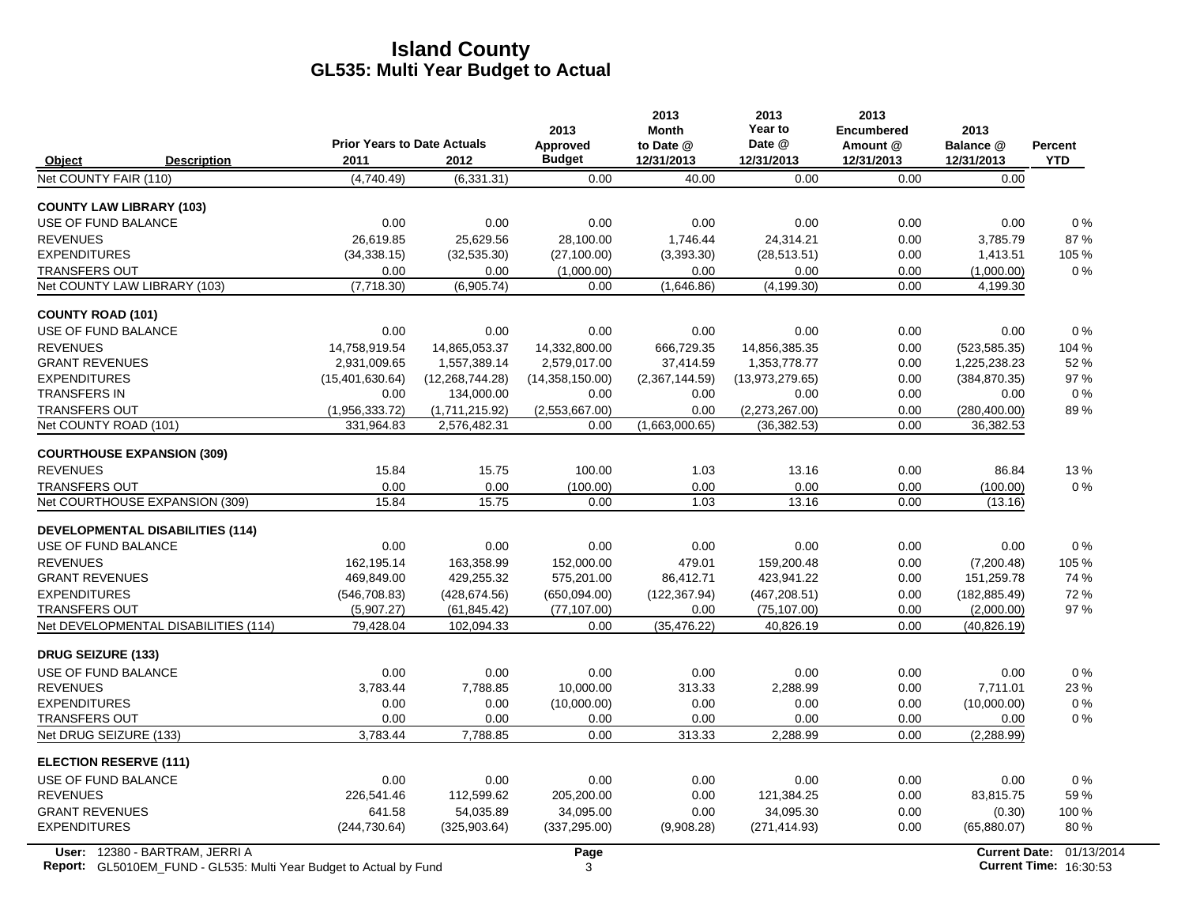# Island County
## GL535: Multi Year Budget to Actual

| Object | Description | Prior Years to Date Actuals 2011 | 2012 | 2013 Approved Budget | 2013 Month to Date @ 12/31/2013 | 2013 Year to Date @ 12/31/2013 | 2013 Encumbered Amount @ 12/31/2013 | 2013 Balance @ 12/31/2013 | Percent YTD |
|---|---|---|---|---|---|---|---|---|---|
| Net COUNTY FAIR (110) | | (4,740.49) | (6,331.31) | 0.00 | 40.00 | 0.00 | 0.00 | 0.00 | |
| **COUNTY LAW LIBRARY (103)** | | | | | | | | | |
| USE OF FUND BALANCE | | 0.00 | 0.00 | 0.00 | 0.00 | 0.00 | 0.00 | 0.00 | 0 % |
| REVENUES | | 26,619.85 | 25,629.56 | 28,100.00 | 1,746.44 | 24,314.21 | 0.00 | 3,785.79 | 87 % |
| EXPENDITURES | | (34,338.15) | (32,535.30) | (27,100.00) | (3,393.30) | (28,513.51) | 0.00 | 1,413.51 | 105 % |
| TRANSFERS OUT | | 0.00 | 0.00 | (1,000.00) | 0.00 | 0.00 | 0.00 | (1,000.00) | 0 % |
| Net COUNTY LAW LIBRARY (103) | | (7,718.30) | (6,905.74) | 0.00 | (1,646.86) | (4,199.30) | 0.00 | 4,199.30 | |
| **COUNTY ROAD (101)** | | | | | | | | | |
| USE OF FUND BALANCE | | 0.00 | 0.00 | 0.00 | 0.00 | 0.00 | 0.00 | 0.00 | 0 % |
| REVENUES | | 14,758,919.54 | 14,865,053.37 | 14,332,800.00 | 666,729.35 | 14,856,385.35 | 0.00 | (523,585.35) | 104 % |
| GRANT REVENUES | | 2,931,009.65 | 1,557,389.14 | 2,579,017.00 | 37,414.59 | 1,353,778.77 | 0.00 | 1,225,238.23 | 52 % |
| EXPENDITURES | | (15,401,630.64) | (12,268,744.28) | (14,358,150.00) | (2,367,144.59) | (13,973,279.65) | 0.00 | (384,870.35) | 97 % |
| TRANSFERS IN | | 0.00 | 134,000.00 | 0.00 | 0.00 | 0.00 | 0.00 | 0.00 | 0 % |
| TRANSFERS OUT | | (1,956,333.72) | (1,711,215.92) | (2,553,667.00) | 0.00 | (2,273,267.00) | 0.00 | (280,400.00) | 89 % |
| Net COUNTY ROAD (101) | | 331,964.83 | 2,576,482.31 | 0.00 | (1,663,000.65) | (36,382.53) | 0.00 | 36,382.53 | |
| **COURTHOUSE EXPANSION (309)** | | | | | | | | | |
| REVENUES | | 15.84 | 15.75 | 100.00 | 1.03 | 13.16 | 0.00 | 86.84 | 13 % |
| TRANSFERS OUT | | 0.00 | 0.00 | (100.00) | 0.00 | 0.00 | 0.00 | (100.00) | 0 % |
| Net COURTHOUSE EXPANSION (309) | | 15.84 | 15.75 | 0.00 | 1.03 | 13.16 | 0.00 | (13.16) | |
| **DEVELOPMENTAL DISABILITIES (114)** | | | | | | | | | |
| USE OF FUND BALANCE | | 0.00 | 0.00 | 0.00 | 0.00 | 0.00 | 0.00 | 0.00 | 0 % |
| REVENUES | | 162,195.14 | 163,358.99 | 152,000.00 | 479.01 | 159,200.48 | 0.00 | (7,200.48) | 105 % |
| GRANT REVENUES | | 469,849.00 | 429,255.32 | 575,201.00 | 86,412.71 | 423,941.22 | 0.00 | 151,259.78 | 74 % |
| EXPENDITURES | | (546,708.83) | (428,674.56) | (650,094.00) | (122,367.94) | (467,208.51) | 0.00 | (182,885.49) | 72 % |
| TRANSFERS OUT | | (5,907.27) | (61,845.42) | (77,107.00) | 0.00 | (75,107.00) | 0.00 | (2,000.00) | 97 % |
| Net DEVELOPMENTAL DISABILITIES (114) | | 79,428.04 | 102,094.33 | 0.00 | (35,476.22) | 40,826.19 | 0.00 | (40,826.19) | |
| **DRUG SEIZURE (133)** | | | | | | | | | |
| USE OF FUND BALANCE | | 0.00 | 0.00 | 0.00 | 0.00 | 0.00 | 0.00 | 0.00 | 0 % |
| REVENUES | | 3,783.44 | 7,788.85 | 10,000.00 | 313.33 | 2,288.99 | 0.00 | 7,711.01 | 23 % |
| EXPENDITURES | | 0.00 | 0.00 | (10,000.00) | 0.00 | 0.00 | 0.00 | (10,000.00) | 0 % |
| TRANSFERS OUT | | 0.00 | 0.00 | 0.00 | 0.00 | 0.00 | 0.00 | 0.00 | 0 % |
| Net DRUG SEIZURE (133) | | 3,783.44 | 7,788.85 | 0.00 | 313.33 | 2,288.99 | 0.00 | (2,288.99) | |
| **ELECTION RESERVE (111)** | | | | | | | | | |
| USE OF FUND BALANCE | | 0.00 | 0.00 | 0.00 | 0.00 | 0.00 | 0.00 | 0.00 | 0 % |
| REVENUES | | 226,541.46 | 112,599.62 | 205,200.00 | 0.00 | 121,384.25 | 0.00 | 83,815.75 | 59 % |
| GRANT REVENUES | | 641.58 | 54,035.89 | 34,095.00 | 0.00 | 34,095.30 | 0.00 | (0.30) | 100 % |
| EXPENDITURES | | (244,730.64) | (325,903.64) | (337,295.00) | (9,908.28) | (271,414.93) | 0.00 | (65,880.07) | 80 % |

User: 12380 - BARTRAM, JERRI A
Report: GL5010EM_FUND - GL535: Multi Year Budget to Actual by Fund
Current Date: 01/13/2014
Current Time: 16:30:53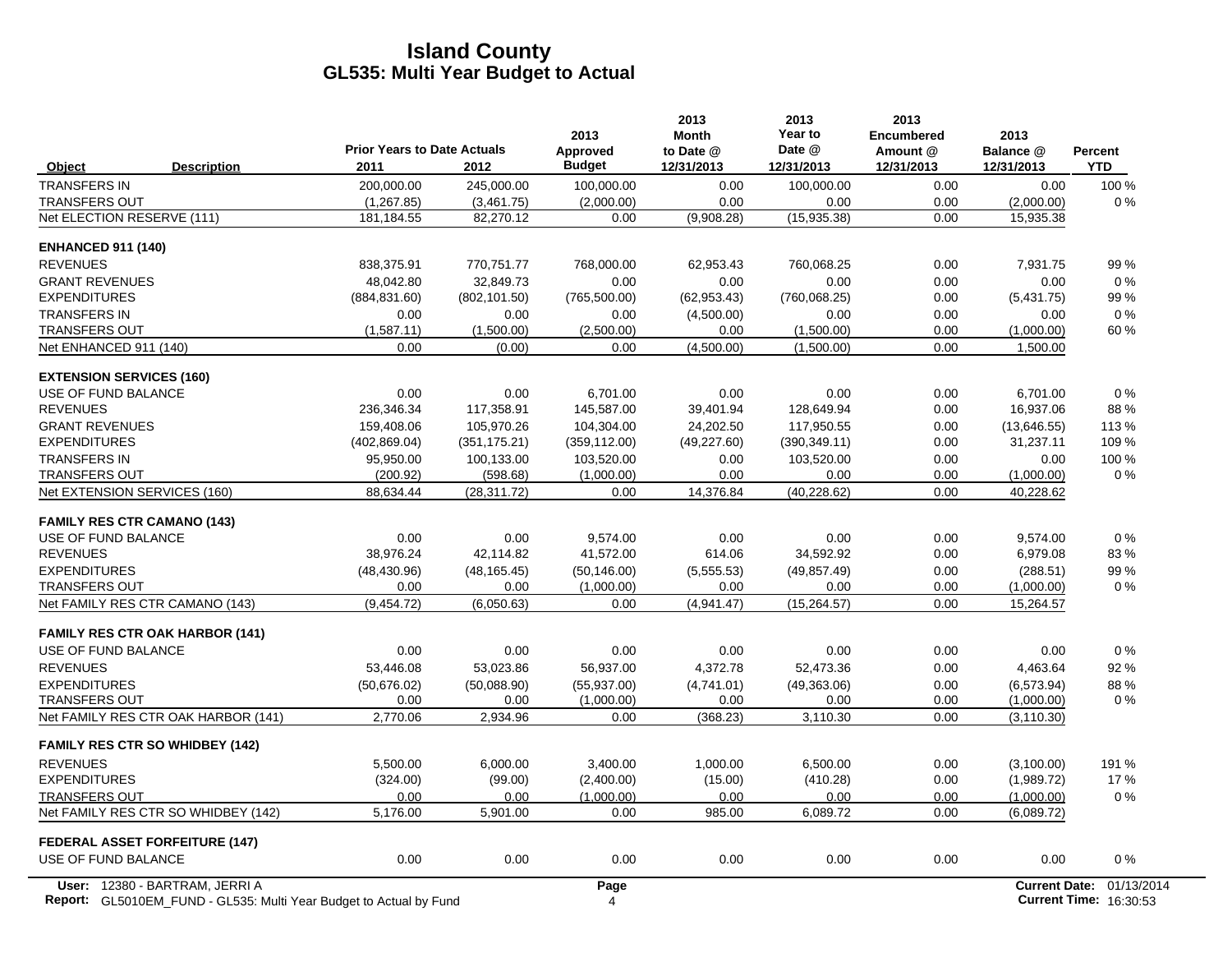# Island County
## GL535: Multi Year Budget to Actual

| Object | Description | Prior Years to Date Actuals 2011 | 2012 | 2013 Approved Budget | 2013 Month to Date @ 12/31/2013 | 2013 Year to Date @ 12/31/2013 | 2013 Encumbered Amount @ 12/31/2013 | 2013 Balance @ 12/31/2013 | Percent YTD |
|---|---|---|---|---|---|---|---|---|---|
| TRANSFERS IN | | 200,000.00 | 245,000.00 | 100,000.00 | 0.00 | 100,000.00 | 0.00 | 0.00 | 100 % |
| TRANSFERS OUT | | (1,267.85) | (3,461.75) | (2,000.00) | 0.00 | 0.00 | 0.00 | (2,000.00) | 0 % |
| Net ELECTION RESERVE (111) | | 181,184.55 | 82,270.12 | 0.00 | (9,908.28) | (15,935.38) | 0.00 | 15,935.38 | |
| **ENHANCED 911 (140)** | | | | | | | | | |
| REVENUES | | 838,375.91 | 770,751.77 | 768,000.00 | 62,953.43 | 760,068.25 | 0.00 | 7,931.75 | 99 % |
| GRANT REVENUES | | 48,042.80 | 32,849.73 | 0.00 | 0.00 | 0.00 | 0.00 | 0.00 | 0 % |
| EXPENDITURES | | (884,831.60) | (802,101.50) | (765,500.00) | (62,953.43) | (760,068.25) | 0.00 | (5,431.75) | 99 % |
| TRANSFERS IN | | 0.00 | 0.00 | 0.00 | (4,500.00) | 0.00 | 0.00 | 0.00 | 0 % |
| TRANSFERS OUT | | (1,587.11) | (1,500.00) | (2,500.00) | 0.00 | (1,500.00) | 0.00 | (1,000.00) | 60 % |
| Net ENHANCED 911 (140) | | 0.00 | (0.00) | 0.00 | (4,500.00) | (1,500.00) | 0.00 | 1,500.00 | |
| **EXTENSION SERVICES (160)** | | | | | | | | | |
| USE OF FUND BALANCE | | 0.00 | 0.00 | 6,701.00 | 0.00 | 0.00 | 0.00 | 6,701.00 | 0 % |
| REVENUES | | 236,346.34 | 117,358.91 | 145,587.00 | 39,401.94 | 128,649.94 | 0.00 | 16,937.06 | 88 % |
| GRANT REVENUES | | 159,408.06 | 105,970.26 | 104,304.00 | 24,202.50 | 117,950.55 | 0.00 | (13,646.55) | 113 % |
| EXPENDITURES | | (402,869.04) | (351,175.21) | (359,112.00) | (49,227.60) | (390,349.11) | 0.00 | 31,237.11 | 109 % |
| TRANSFERS IN | | 95,950.00 | 100,133.00 | 103,520.00 | 0.00 | 103,520.00 | 0.00 | 0.00 | 100 % |
| TRANSFERS OUT | | (200.92) | (598.68) | (1,000.00) | 0.00 | 0.00 | 0.00 | (1,000.00) | 0 % |
| Net EXTENSION SERVICES (160) | | 88,634.44 | (28,311.72) | 0.00 | 14,376.84 | (40,228.62) | 0.00 | 40,228.62 | |
| **FAMILY RES CTR CAMANO (143)** | | | | | | | | | |
| USE OF FUND BALANCE | | 0.00 | 0.00 | 9,574.00 | 0.00 | 0.00 | 0.00 | 9,574.00 | 0 % |
| REVENUES | | 38,976.24 | 42,114.82 | 41,572.00 | 614.06 | 34,592.92 | 0.00 | 6,979.08 | 83 % |
| EXPENDITURES | | (48,430.96) | (48,165.45) | (50,146.00) | (5,555.53) | (49,857.49) | 0.00 | (288.51) | 99 % |
| TRANSFERS OUT | | 0.00 | 0.00 | (1,000.00) | 0.00 | 0.00 | 0.00 | (1,000.00) | 0 % |
| Net FAMILY RES CTR CAMANO (143) | | (9,454.72) | (6,050.63) | 0.00 | (4,941.47) | (15,264.57) | 0.00 | 15,264.57 | |
| **FAMILY RES CTR OAK HARBOR (141)** | | | | | | | | | |
| USE OF FUND BALANCE | | 0.00 | 0.00 | 0.00 | 0.00 | 0.00 | 0.00 | 0.00 | 0 % |
| REVENUES | | 53,446.08 | 53,023.86 | 56,937.00 | 4,372.78 | 52,473.36 | 0.00 | 4,463.64 | 92 % |
| EXPENDITURES | | (50,676.02) | (50,088.90) | (55,937.00) | (4,741.01) | (49,363.06) | 0.00 | (6,573.94) | 88 % |
| TRANSFERS OUT | | 0.00 | 0.00 | (1,000.00) | 0.00 | 0.00 | 0.00 | (1,000.00) | 0 % |
| Net FAMILY RES CTR OAK HARBOR (141) | | 2,770.06 | 2,934.96 | 0.00 | (368.23) | 3,110.30 | 0.00 | (3,110.30) | |
| **FAMILY RES CTR SO WHIDBEY (142)** | | | | | | | | | |
| REVENUES | | 5,500.00 | 6,000.00 | 3,400.00 | 1,000.00 | 6,500.00 | 0.00 | (3,100.00) | 191 % |
| EXPENDITURES | | (324.00) | (99.00) | (2,400.00) | (15.00) | (410.28) | 0.00 | (1,989.72) | 17 % |
| TRANSFERS OUT | | 0.00 | 0.00 | (1,000.00) | 0.00 | 0.00 | 0.00 | (1,000.00) | 0 % |
| Net FAMILY RES CTR SO WHIDBEY (142) | | 5,176.00 | 5,901.00 | 0.00 | 985.00 | 6,089.72 | 0.00 | (6,089.72) | |
| **FEDERAL ASSET FORFEITURE (147)** | | | | | | | | | |
| USE OF FUND BALANCE | | 0.00 | 0.00 | 0.00 | 0.00 | 0.00 | 0.00 | 0.00 | 0 % |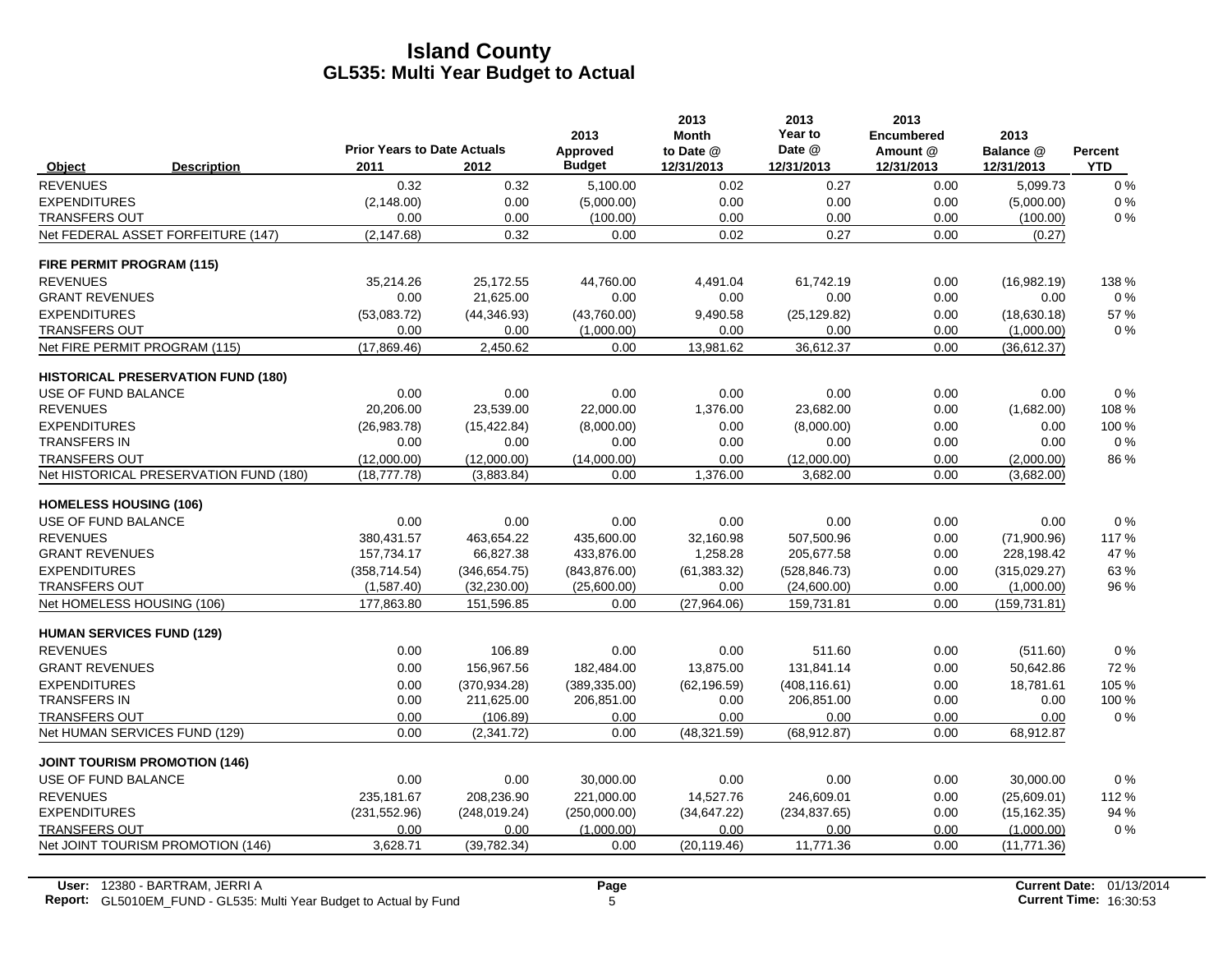# Island County
## GL535: Multi Year Budget to Actual

| Object | Description | Prior Years to Date Actuals 2011 | 2012 | 2013 Approved Budget | 2013 Month to Date @ 12/31/2013 | 2013 Year to Date @ 12/31/2013 | 2013 Encumbered Amount @ 12/31/2013 | 2013 Balance @ 12/31/2013 | Percent YTD |
|---|---|---|---|---|---|---|---|---|---|
| REVENUES | | 0.32 | 0.32 | 5,100.00 | 0.02 | 0.27 | 0.00 | 5,099.73 | 0 % |
| EXPENDITURES | | (2,148.00) | 0.00 | (5,000.00) | 0.00 | 0.00 | 0.00 | (5,000.00) | 0 % |
| TRANSFERS OUT | | 0.00 | 0.00 | (100.00) | 0.00 | 0.00 | 0.00 | (100.00) | 0 % |
| Net FEDERAL ASSET FORFEITURE (147) | | (2,147.68) | 0.32 | 0.00 | 0.02 | 0.27 | 0.00 | (0.27) | |
| **FIRE PERMIT PROGRAM (115)** | | | | | | | | | |
| REVENUES | | 35,214.26 | 25,172.55 | 44,760.00 | 4,491.04 | 61,742.19 | 0.00 | (16,982.19) | 138 % |
| GRANT REVENUES | | 0.00 | 21,625.00 | 0.00 | 0.00 | 0.00 | 0.00 | 0.00 | 0 % |
| EXPENDITURES | | (53,083.72) | (44,346.93) | (43,760.00) | 9,490.58 | (25,129.82) | 0.00 | (18,630.18) | 57 % |
| TRANSFERS OUT | | 0.00 | 0.00 | (1,000.00) | 0.00 | 0.00 | 0.00 | (1,000.00) | 0 % |
| Net FIRE PERMIT PROGRAM (115) | | (17,869.46) | 2,450.62 | 0.00 | 13,981.62 | 36,612.37 | 0.00 | (36,612.37) | |
| **HISTORICAL PRESERVATION FUND (180)** | | | | | | | | | |
| USE OF FUND BALANCE | | 0.00 | 0.00 | 0.00 | 0.00 | 0.00 | 0.00 | 0.00 | 0 % |
| REVENUES | | 20,206.00 | 23,539.00 | 22,000.00 | 1,376.00 | 23,682.00 | 0.00 | (1,682.00) | 108 % |
| EXPENDITURES | | (26,983.78) | (15,422.84) | (8,000.00) | 0.00 | (8,000.00) | 0.00 | 0.00 | 100 % |
| TRANSFERS IN | | 0.00 | 0.00 | 0.00 | 0.00 | 0.00 | 0.00 | 0.00 | 0 % |
| TRANSFERS OUT | | (12,000.00) | (12,000.00) | (14,000.00) | 0.00 | (12,000.00) | 0.00 | (2,000.00) | 86 % |
| Net HISTORICAL PRESERVATION FUND (180) | | (18,777.78) | (3,883.84) | 0.00 | 1,376.00 | 3,682.00 | 0.00 | (3,682.00) | |
| **HOMELESS HOUSING (106)** | | | | | | | | | |
| USE OF FUND BALANCE | | 0.00 | 0.00 | 0.00 | 0.00 | 0.00 | 0.00 | 0.00 | 0 % |
| REVENUES | | 380,431.57 | 463,654.22 | 435,600.00 | 32,160.98 | 507,500.96 | 0.00 | (71,900.96) | 117 % |
| GRANT REVENUES | | 157,734.17 | 66,827.38 | 433,876.00 | 1,258.28 | 205,677.58 | 0.00 | 228,198.42 | 47 % |
| EXPENDITURES | | (358,714.54) | (346,654.75) | (843,876.00) | (61,383.32) | (528,846.73) | 0.00 | (315,029.27) | 63 % |
| TRANSFERS OUT | | (1,587.40) | (32,230.00) | (25,600.00) | 0.00 | (24,600.00) | 0.00 | (1,000.00) | 96 % |
| Net HOMELESS HOUSING (106) | | 177,863.80 | 151,596.85 | 0.00 | (27,964.06) | 159,731.81 | 0.00 | (159,731.81) | |
| **HUMAN SERVICES FUND (129)** | | | | | | | | | |
| REVENUES | | 0.00 | 106.89 | 0.00 | 0.00 | 511.60 | 0.00 | (511.60) | 0 % |
| GRANT REVENUES | | 0.00 | 156,967.56 | 182,484.00 | 13,875.00 | 131,841.14 | 0.00 | 50,642.86 | 72 % |
| EXPENDITURES | | 0.00 | (370,934.28) | (389,335.00) | (62,196.59) | (408,116.61) | 0.00 | 18,781.61 | 105 % |
| TRANSFERS IN | | 0.00 | 211,625.00 | 206,851.00 | 0.00 | 206,851.00 | 0.00 | 0.00 | 100 % |
| TRANSFERS OUT | | 0.00 | (106.89) | 0.00 | 0.00 | 0.00 | 0.00 | 0.00 | 0 % |
| Net HUMAN SERVICES FUND (129) | | 0.00 | (2,341.72) | 0.00 | (48,321.59) | (68,912.87) | 0.00 | 68,912.87 | |
| **JOINT TOURISM PROMOTION (146)** | | | | | | | | | |
| USE OF FUND BALANCE | | 0.00 | 0.00 | 30,000.00 | 0.00 | 0.00 | 0.00 | 30,000.00 | 0 % |
| REVENUES | | 235,181.67 | 208,236.90 | 221,000.00 | 14,527.76 | 246,609.01 | 0.00 | (25,609.01) | 112 % |
| EXPENDITURES | | (231,552.96) | (248,019.24) | (250,000.00) | (34,647.22) | (234,837.65) | 0.00 | (15,162.35) | 94 % |
| TRANSFERS OUT | | 0.00 | 0.00 | (1,000.00) | 0.00 | 0.00 | 0.00 | (1,000.00) | 0 % |
| Net JOINT TOURISM PROMOTION (146) | | 3,628.71 | (39,782.34) | 0.00 | (20,119.46) | 11,771.36 | 0.00 | (11,771.36) | |

User: 12380 - BARTRAM, JERRI A
Report: GL5010EM_FUND - GL535: Multi Year Budget to Actual by Fund
Current Date: 01/13/2014
Current Time: 16:30:53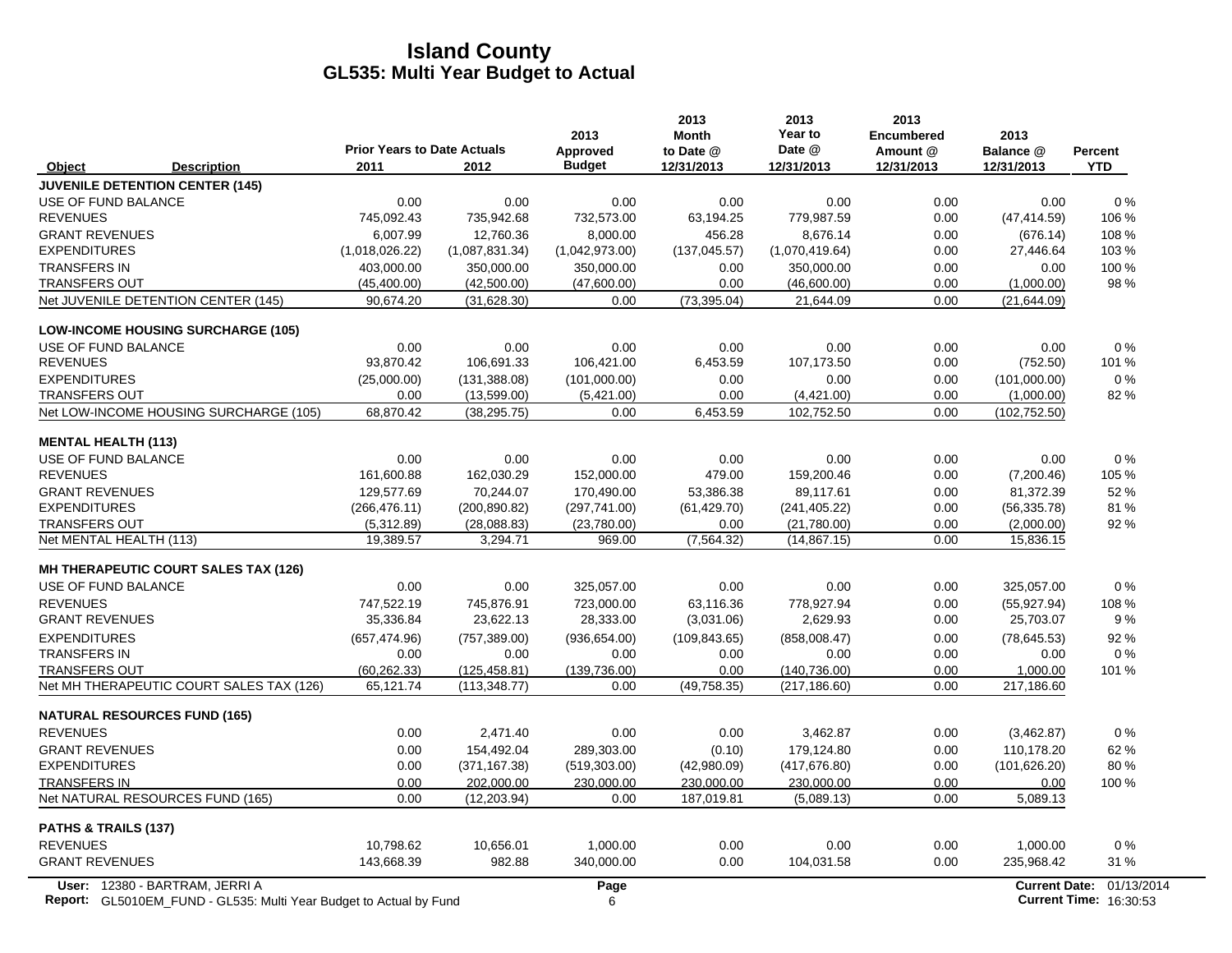# Island County
## GL535: Multi Year Budget to Actual

| Object | Description | Prior Years to Date Actuals 2011 | 2012 | 2013 Approved Budget | 2013 Month to Date @ 12/31/2013 | 2013 Year to Date @ 12/31/2013 | 2013 Encumbered Amount @ 12/31/2013 | 2013 Balance @ 12/31/2013 | Percent YTD |
|---|---|---|---|---|---|---|---|---|---|
| **JUVENILE DETENTION CENTER (145)** | | | | | | | | | |
| USE OF FUND BALANCE | | 0.00 | 0.00 | 0.00 | 0.00 | 0.00 | 0.00 | 0.00 | 0 % |
| REVENUES | | 745,092.43 | 735,942.68 | 732,573.00 | 63,194.25 | 779,987.59 | 0.00 | (47,414.59) | 106 % |
| GRANT REVENUES | | 6,007.99 | 12,760.36 | 8,000.00 | 456.28 | 8,676.14 | 0.00 | (676.14) | 108 % |
| EXPENDITURES | | (1,018,026.22) | (1,087,831.34) | (1,042,973.00) | (137,045.57) | (1,070,419.64) | 0.00 | 27,446.64 | 103 % |
| TRANSFERS IN | | 403,000.00 | 350,000.00 | 350,000.00 | 0.00 | 350,000.00 | 0.00 | 0.00 | 100 % |
| TRANSFERS OUT | | (45,400.00) | (42,500.00) | (47,600.00) | 0.00 | (46,600.00) | 0.00 | (1,000.00) | 98 % |
| Net JUVENILE DETENTION CENTER (145) | | 90,674.20 | (31,628.30) | 0.00 | (73,395.04) | 21,644.09 | 0.00 | (21,644.09) | |
| **LOW-INCOME HOUSING SURCHARGE (105)** | | | | | | | | | |
| USE OF FUND BALANCE | | 0.00 | 0.00 | 0.00 | 0.00 | 0.00 | 0.00 | 0.00 | 0 % |
| REVENUES | | 93,870.42 | 106,691.33 | 106,421.00 | 6,453.59 | 107,173.50 | 0.00 | (752.50) | 101 % |
| EXPENDITURES | | (25,000.00) | (131,388.08) | (101,000.00) | 0.00 | 0.00 | 0.00 | (101,000.00) | 0 % |
| TRANSFERS OUT | | 0.00 | (13,599.00) | (5,421.00) | 0.00 | (4,421.00) | 0.00 | (1,000.00) | 82 % |
| Net LOW-INCOME HOUSING SURCHARGE (105) | | 68,870.42 | (38,295.75) | 0.00 | 6,453.59 | 102,752.50 | 0.00 | (102,752.50) | |
| **MENTAL HEALTH (113)** | | | | | | | | | |
| USE OF FUND BALANCE | | 0.00 | 0.00 | 0.00 | 0.00 | 0.00 | 0.00 | 0.00 | 0 % |
| REVENUES | | 161,600.88 | 162,030.29 | 152,000.00 | 479.00 | 159,200.46 | 0.00 | (7,200.46) | 105 % |
| GRANT REVENUES | | 129,577.69 | 70,244.07 | 170,490.00 | 53,386.38 | 89,117.61 | 0.00 | 81,372.39 | 52 % |
| EXPENDITURES | | (266,476.11) | (200,890.82) | (297,741.00) | (61,429.70) | (241,405.22) | 0.00 | (56,335.78) | 81 % |
| TRANSFERS OUT | | (5,312.89) | (28,088.83) | (23,780.00) | 0.00 | (21,780.00) | 0.00 | (2,000.00) | 92 % |
| Net MENTAL HEALTH (113) | | 19,389.57 | 3,294.71 | 969.00 | (7,564.32) | (14,867.15) | 0.00 | 15,836.15 | |
| **MH THERAPEUTIC COURT SALES TAX (126)** | | | | | | | | | |
| USE OF FUND BALANCE | | 0.00 | 0.00 | 325,057.00 | 0.00 | 0.00 | 0.00 | 325,057.00 | 0 % |
| REVENUES | | 747,522.19 | 745,876.91 | 723,000.00 | 63,116.36 | 778,927.94 | 0.00 | (55,927.94) | 108 % |
| GRANT REVENUES | | 35,336.84 | 23,622.13 | 28,333.00 | (3,031.06) | 2,629.93 | 0.00 | 25,703.07 | 9 % |
| EXPENDITURES | | (657,474.96) | (757,389.00) | (936,654.00) | (109,843.65) | (858,008.47) | 0.00 | (78,645.53) | 92 % |
| TRANSFERS IN | | 0.00 | 0.00 | 0.00 | 0.00 | 0.00 | 0.00 | 0.00 | 0 % |
| TRANSFERS OUT | | (60,262.33) | (125,458.81) | (139,736.00) | 0.00 | (140,736.00) | 0.00 | 1,000.00 | 101 % |
| Net MH THERAPEUTIC COURT SALES TAX (126) | | 65,121.74 | (113,348.77) | 0.00 | (49,758.35) | (217,186.60) | 0.00 | 217,186.60 | |
| **NATURAL RESOURCES FUND (165)** | | | | | | | | | |
| REVENUES | | 0.00 | 2,471.40 | 0.00 | 0.00 | 3,462.87 | 0.00 | (3,462.87) | 0 % |
| GRANT REVENUES | | 0.00 | 154,492.04 | 289,303.00 | (0.10) | 179,124.80 | 0.00 | 110,178.20 | 62 % |
| EXPENDITURES | | 0.00 | (371,167.38) | (519,303.00) | (42,980.09) | (417,676.80) | 0.00 | (101,626.20) | 80 % |
| TRANSFERS IN | | 0.00 | 202,000.00 | 230,000.00 | 230,000.00 | 230,000.00 | 0.00 | 0.00 | 100 % |
| Net NATURAL RESOURCES FUND (165) | | 0.00 | (12,203.94) | 0.00 | 187,019.81 | (5,089.13) | 0.00 | 5,089.13 | |
| **PATHS & TRAILS (137)** | | | | | | | | | |
| REVENUES | | 10,798.62 | 10,656.01 | 1,000.00 | 0.00 | 0.00 | 0.00 | 1,000.00 | 0 % |
| GRANT REVENUES | | 143,668.39 | 982.88 | 340,000.00 | 0.00 | 104,031.58 | 0.00 | 235,968.42 | 31 % |

User: 12380 - BARTRAM, JERRI A
Report: GL5010EM_FUND - GL535: Multi Year Budget to Actual by Fund
Current Date: 01/13/2014
Current Time: 16:30:53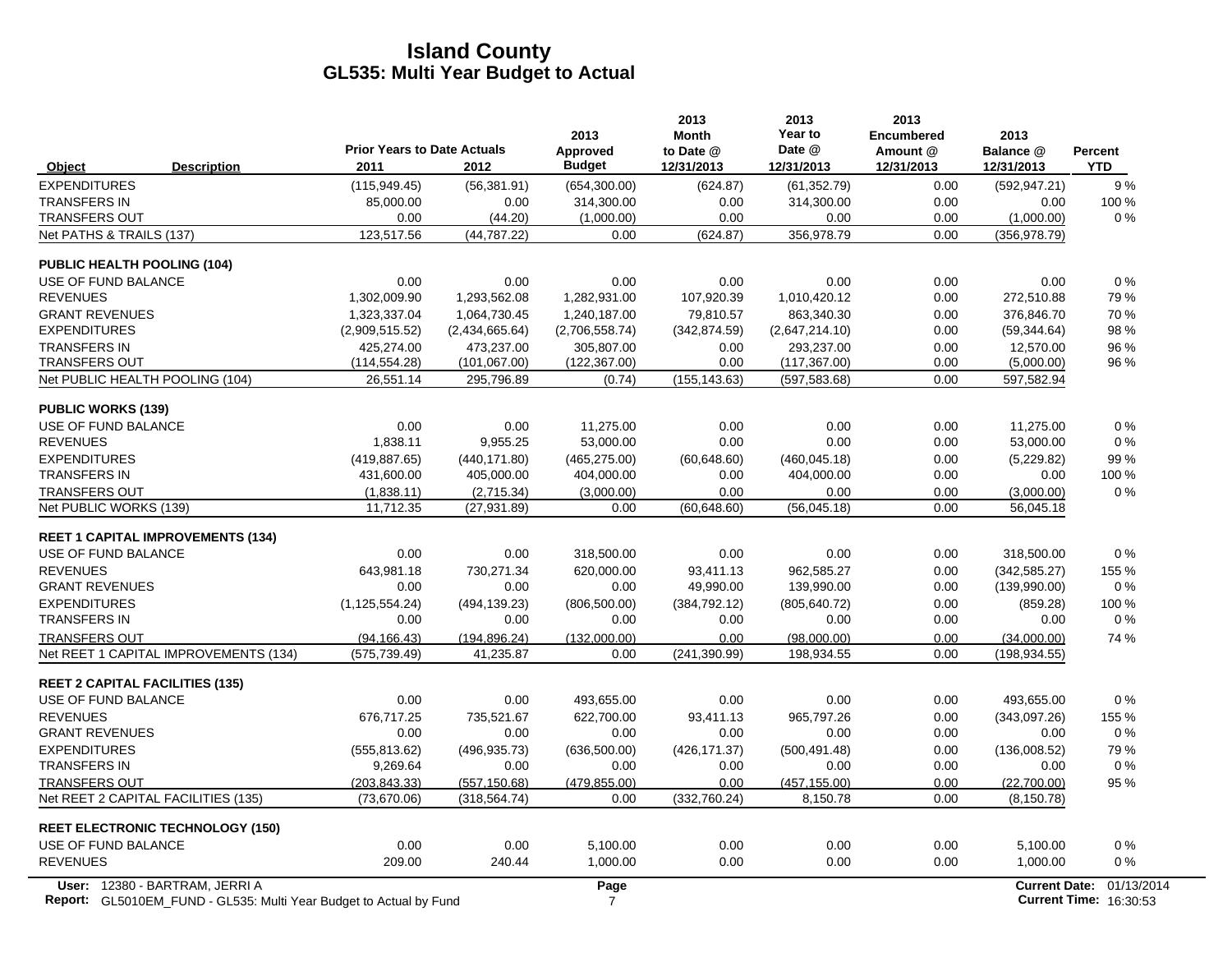# Island County
## GL535: Multi Year Budget to Actual

| Object | Description | Prior Years to Date Actuals 2011 | 2012 | 2013 Approved Budget | 2013 Month to Date @ 12/31/2013 | 2013 Year to Date @ 12/31/2013 | 2013 Encumbered Amount @ 12/31/2013 | 2013 Balance @ 12/31/2013 | Percent YTD |
|---|---|---|---|---|---|---|---|---|---|
| EXPENDITURES | | (115,949.45) | (56,381.91) | (654,300.00) | (624.87) | (61,352.79) | 0.00 | (592,947.21) | 9 % |
| TRANSFERS IN | | 85,000.00 | 0.00 | 314,300.00 | 0.00 | 314,300.00 | 0.00 | 0.00 | 100 % |
| TRANSFERS OUT | | 0.00 | (44.20) | (1,000.00) | 0.00 | 0.00 | 0.00 | (1,000.00) | 0 % |
| Net PATHS & TRAILS (137) | | 123,517.56 | (44,787.22) | 0.00 | (624.87) | 356,978.79 | 0.00 | (356,978.79) | |
| **PUBLIC HEALTH POOLING (104)** | | | | | | | | | |
| USE OF FUND BALANCE | | 0.00 | 0.00 | 0.00 | 0.00 | 0.00 | 0.00 | 0.00 | 0 % |
| REVENUES | | 1,302,009.90 | 1,293,562.08 | 1,282,931.00 | 107,920.39 | 1,010,420.12 | 0.00 | 272,510.88 | 79 % |
| GRANT REVENUES | | 1,323,337.04 | 1,064,730.45 | 1,240,187.00 | 79,810.57 | 863,340.30 | 0.00 | 376,846.70 | 70 % |
| EXPENDITURES | | (2,909,515.52) | (2,434,665.64) | (2,706,558.74) | (342,874.59) | (2,647,214.10) | 0.00 | (59,344.64) | 98 % |
| TRANSFERS IN | | 425,274.00 | 473,237.00 | 305,807.00 | 0.00 | 293,237.00 | 0.00 | 12,570.00 | 96 % |
| TRANSFERS OUT | | (114,554.28) | (101,067.00) | (122,367.00) | 0.00 | (117,367.00) | 0.00 | (5,000.00) | 96 % |
| Net PUBLIC HEALTH POOLING (104) | | 26,551.14 | 295,796.89 | (0.74) | (155,143.63) | (597,583.68) | 0.00 | 597,582.94 | |
| **PUBLIC WORKS (139)** | | | | | | | | | |
| USE OF FUND BALANCE | | 0.00 | 0.00 | 11,275.00 | 0.00 | 0.00 | 0.00 | 11,275.00 | 0 % |
| REVENUES | | 1,838.11 | 9,955.25 | 53,000.00 | 0.00 | 0.00 | 0.00 | 53,000.00 | 0 % |
| EXPENDITURES | | (419,887.65) | (440,171.80) | (465,275.00) | (60,648.60) | (460,045.18) | 0.00 | (5,229.82) | 99 % |
| TRANSFERS IN | | 431,600.00 | 405,000.00 | 404,000.00 | 0.00 | 404,000.00 | 0.00 | 0.00 | 100 % |
| TRANSFERS OUT | | (1,838.11) | (2,715.34) | (3,000.00) | 0.00 | 0.00 | 0.00 | (3,000.00) | 0 % |
| Net PUBLIC WORKS (139) | | 11,712.35 | (27,931.89) | 0.00 | (60,648.60) | (56,045.18) | 0.00 | 56,045.18 | |
| **REET 1 CAPITAL IMPROVEMENTS (134)** | | | | | | | | | |
| USE OF FUND BALANCE | | 0.00 | 0.00 | 318,500.00 | 0.00 | 0.00 | 0.00 | 318,500.00 | 0 % |
| REVENUES | | 643,981.18 | 730,271.34 | 620,000.00 | 93,411.13 | 962,585.27 | 0.00 | (342,585.27) | 155 % |
| GRANT REVENUES | | 0.00 | 0.00 | 0.00 | 49,990.00 | 139,990.00 | 0.00 | (139,990.00) | 0 % |
| EXPENDITURES | | (1,125,554.24) | (494,139.23) | (806,500.00) | (384,792.12) | (805,640.72) | 0.00 | (859.28) | 100 % |
| TRANSFERS IN | | 0.00 | 0.00 | 0.00 | 0.00 | 0.00 | 0.00 | 0.00 | 0 % |
| TRANSFERS OUT | | (94,166.43) | (194,896.24) | (132,000.00) | 0.00 | (98,000.00) | 0.00 | (34,000.00) | 74 % |
| Net REET 1 CAPITAL IMPROVEMENTS (134) | | (575,739.49) | 41,235.87 | 0.00 | (241,390.99) | 198,934.55 | 0.00 | (198,934.55) | |
| **REET 2 CAPITAL FACILITIES (135)** | | | | | | | | | |
| USE OF FUND BALANCE | | 0.00 | 0.00 | 493,655.00 | 0.00 | 0.00 | 0.00 | 493,655.00 | 0 % |
| REVENUES | | 676,717.25 | 735,521.67 | 622,700.00 | 93,411.13 | 965,797.26 | 0.00 | (343,097.26) | 155 % |
| GRANT REVENUES | | 0.00 | 0.00 | 0.00 | 0.00 | 0.00 | 0.00 | 0.00 | 0 % |
| EXPENDITURES | | (555,813.62) | (496,935.73) | (636,500.00) | (426,171.37) | (500,491.48) | 0.00 | (136,008.52) | 79 % |
| TRANSFERS IN | | 9,269.64 | 0.00 | 0.00 | 0.00 | 0.00 | 0.00 | 0.00 | 0 % |
| TRANSFERS OUT | | (203,843.33) | (557,150.68) | (479,855.00) | 0.00 | (457,155.00) | 0.00 | (22,700.00) | 95 % |
| Net REET 2 CAPITAL FACILITIES (135) | | (73,670.06) | (318,564.74) | 0.00 | (332,760.24) | 8,150.78 | 0.00 | (8,150.78) | |
| **REET ELECTRONIC TECHNOLOGY (150)** | | | | | | | | | |
| USE OF FUND BALANCE | | 0.00 | 0.00 | 5,100.00 | 0.00 | 0.00 | 0.00 | 5,100.00 | 0 % |
| REVENUES | | 209.00 | 240.44 | 1,000.00 | 0.00 | 0.00 | 0.00 | 1,000.00 | 0 % |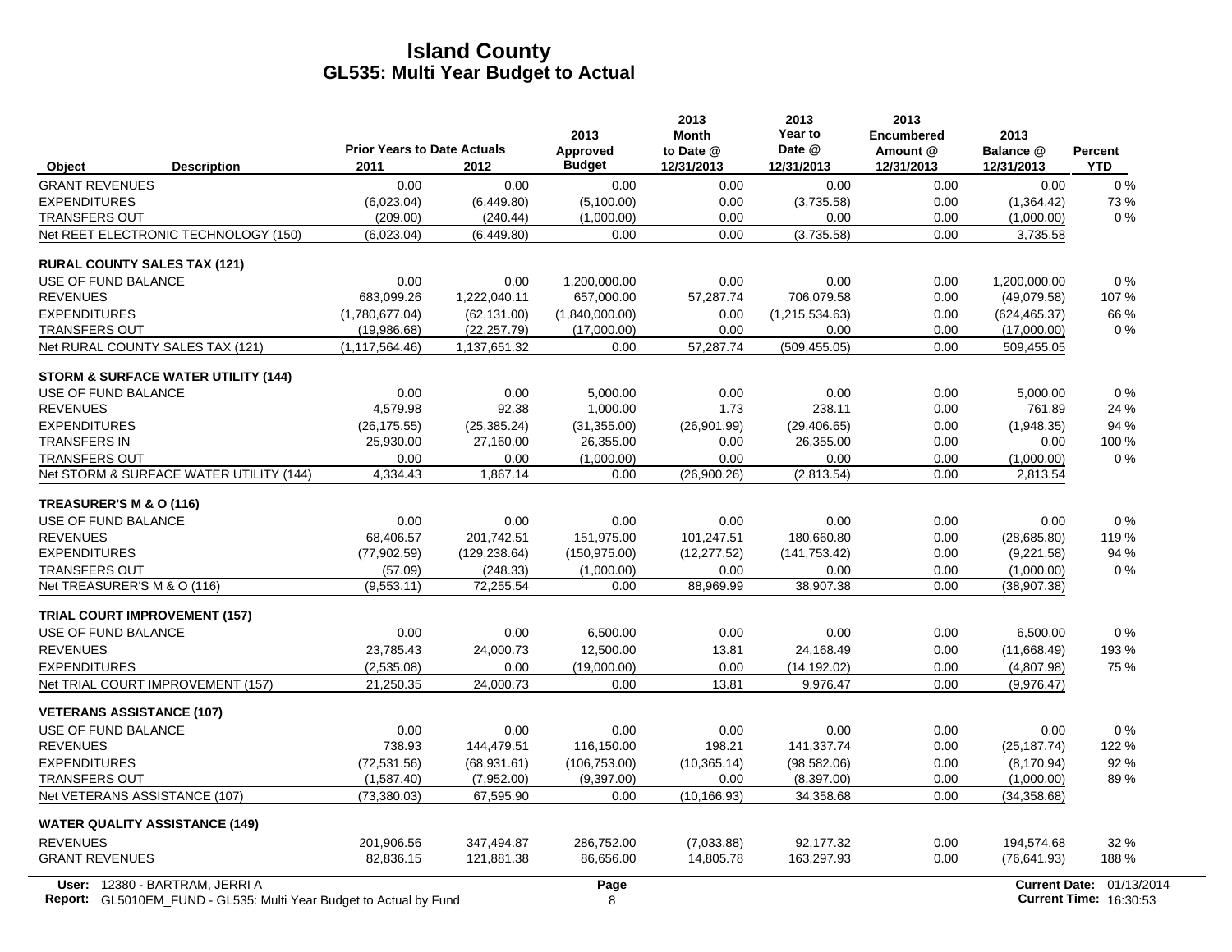# Island County
## GL535: Multi Year Budget to Actual

| Object | Description | Prior Years to Date Actuals 2011 | 2012 | 2013 Approved Budget | 2013 Month to Date @ 12/31/2013 | 2013 Year to Date @ 12/31/2013 | 2013 Encumbered Amount @ 12/31/2013 | 2013 Balance @ 12/31/2013 | Percent YTD |
|---|---|---|---|---|---|---|---|---|---|
| GRANT REVENUES | | 0.00 | 0.00 | 0.00 | 0.00 | 0.00 | 0.00 | 0.00 | 0 % |
| EXPENDITURES | | (6,023.04) | (6,449.80) | (5,100.00) | 0.00 | (3,735.58) | 0.00 | (1,364.42) | 73 % |
| TRANSFERS OUT | | (209.00) | (240.44) | (1,000.00) | 0.00 | 0.00 | 0.00 | (1,000.00) | 0 % |
| Net REET ELECTRONIC TECHNOLOGY (150) | | (6,023.04) | (6,449.80) | 0.00 | 0.00 | (3,735.58) | 0.00 | 3,735.58 | |
| **RURAL COUNTY SALES TAX (121)** | | | | | | | | | |
| USE OF FUND BALANCE | | 0.00 | 0.00 | 1,200,000.00 | 0.00 | 0.00 | 0.00 | 1,200,000.00 | 0 % |
| REVENUES | | 683,099.26 | 1,222,040.11 | 657,000.00 | 57,287.74 | 706,079.58 | 0.00 | (49,079.58) | 107 % |
| EXPENDITURES | | (1,780,677.04) | (62,131.00) | (1,840,000.00) | 0.00 | (1,215,534.63) | 0.00 | (624,465.37) | 66 % |
| TRANSFERS OUT | | (19,986.68) | (22,257.79) | (17,000.00) | 0.00 | 0.00 | 0.00 | (17,000.00) | 0 % |
| Net RURAL COUNTY SALES TAX (121) | | (1,117,564.46) | 1,137,651.32 | 0.00 | 57,287.74 | (509,455.05) | 0.00 | 509,455.05 | |
| **STORM & SURFACE WATER UTILITY (144)** | | | | | | | | | |
| USE OF FUND BALANCE | | 0.00 | 0.00 | 5,000.00 | 0.00 | 0.00 | 0.00 | 5,000.00 | 0 % |
| REVENUES | | 4,579.98 | 92.38 | 1,000.00 | 1.73 | 238.11 | 0.00 | 761.89 | 24 % |
| EXPENDITURES | | (26,175.55) | (25,385.24) | (31,355.00) | (26,901.99) | (29,406.65) | 0.00 | (1,948.35) | 94 % |
| TRANSFERS IN | | 25,930.00 | 27,160.00 | 26,355.00 | 0.00 | 26,355.00 | 0.00 | 0.00 | 100 % |
| TRANSFERS OUT | | 0.00 | 0.00 | (1,000.00) | 0.00 | 0.00 | 0.00 | (1,000.00) | 0 % |
| Net STORM & SURFACE WATER UTILITY (144) | | 4,334.43 | 1,867.14 | 0.00 | (26,900.26) | (2,813.54) | 0.00 | 2,813.54 | |
| **TREASURER'S M & O (116)** | | | | | | | | | |
| USE OF FUND BALANCE | | 0.00 | 0.00 | 0.00 | 0.00 | 0.00 | 0.00 | 0.00 | 0 % |
| REVENUES | | 68,406.57 | 201,742.51 | 151,975.00 | 101,247.51 | 180,660.80 | 0.00 | (28,685.80) | 119 % |
| EXPENDITURES | | (77,902.59) | (129,238.64) | (150,975.00) | (12,277.52) | (141,753.42) | 0.00 | (9,221.58) | 94 % |
| TRANSFERS OUT | | (57.09) | (248.33) | (1,000.00) | 0.00 | 0.00 | 0.00 | (1,000.00) | 0 % |
| Net TREASURER'S M & O (116) | | (9,553.11) | 72,255.54 | 0.00 | 88,969.99 | 38,907.38 | 0.00 | (38,907.38) | |
| **TRIAL COURT IMPROVEMENT (157)** | | | | | | | | | |
| USE OF FUND BALANCE | | 0.00 | 0.00 | 6,500.00 | 0.00 | 0.00 | 0.00 | 6,500.00 | 0 % |
| REVENUES | | 23,785.43 | 24,000.73 | 12,500.00 | 13.81 | 24,168.49 | 0.00 | (11,668.49) | 193 % |
| EXPENDITURES | | (2,535.08) | 0.00 | (19,000.00) | 0.00 | (14,192.02) | 0.00 | (4,807.98) | 75 % |
| Net TRIAL COURT IMPROVEMENT (157) | | 21,250.35 | 24,000.73 | 0.00 | 13.81 | 9,976.47 | 0.00 | (9,976.47) | |
| **VETERANS ASSISTANCE (107)** | | | | | | | | | |
| USE OF FUND BALANCE | | 0.00 | 0.00 | 0.00 | 0.00 | 0.00 | 0.00 | 0.00 | 0 % |
| REVENUES | | 738.93 | 144,479.51 | 116,150.00 | 198.21 | 141,337.74 | 0.00 | (25,187.74) | 122 % |
| EXPENDITURES | | (72,531.56) | (68,931.61) | (106,753.00) | (10,365.14) | (98,582.06) | 0.00 | (8,170.94) | 92 % |
| TRANSFERS OUT | | (1,587.40) | (7,952.00) | (9,397.00) | 0.00 | (8,397.00) | 0.00 | (1,000.00) | 89 % |
| Net VETERANS ASSISTANCE (107) | | (73,380.03) | 67,595.90 | 0.00 | (10,166.93) | 34,358.68 | 0.00 | (34,358.68) | |
| **WATER QUALITY ASSISTANCE (149)** | | | | | | | | | |
| REVENUES | | 201,906.56 | 347,494.87 | 286,752.00 | (7,033.88) | 92,177.32 | 0.00 | 194,574.68 | 32 % |
| GRANT REVENUES | | 82,836.15 | 121,881.38 | 86,656.00 | 14,805.78 | 163,297.93 | 0.00 | (76,641.93) | 188 % |

User: 12380 - BARTRAM, JERRI A
Report: GL5010EM_FUND - GL535: Multi Year Budget to Actual by Fund
Current Date: 01/13/2014
Current Time: 16:30:53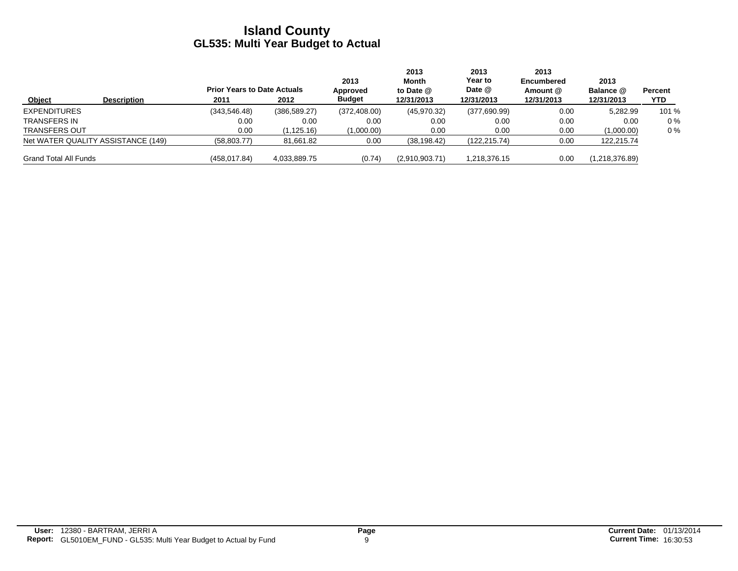# Island County
## GL535: Multi Year Budget to Actual

| Object | Description | Prior Years to Date Actuals 2011 | 2012 | 2013 Approved Budget | 2013 Month to Date @ 12/31/2013 | 2013 Year to Date @ 12/31/2013 | 2013 Encumbered Amount @ 12/31/2013 | 2013 Balance @ 12/31/2013 | Percent YTD |
|---|---|---|---|---|---|---|---|---|---|
| EXPENDITURES | | (343,546.48) | (386,589.27) | (372,408.00) | (45,970.32) | (377,690.99) | 0.00 | 5,282.99 | 101 % |
| TRANSFERS IN | | 0.00 | 0.00 | 0.00 | 0.00 | 0.00 | 0.00 | 0.00 | 0 % |
| TRANSFERS OUT | | 0.00 | (1,125.16) | (1,000.00) | 0.00 | 0.00 | 0.00 | (1,000.00) | 0 % |
| Net WATER QUALITY ASSISTANCE (149) | | (58,803.77) | 81,661.82 | 0.00 | (38,198.42) | (122,215.74) | 0.00 | 122,215.74 | |
| Grand Total All Funds | | (458,017.84) | 4,033,889.75 | (0.74) | (2,910,903.71) | 1,218,376.15 | 0.00 | (1,218,376.89) | |

**User:** 12380 - BARTRAM, JERRI A
**Report:** GL5010EM_FUND - GL535: Multi Year Budget to Actual by Fund

**Current Date:** 01/13/2014
**Current Time:** 16:30:53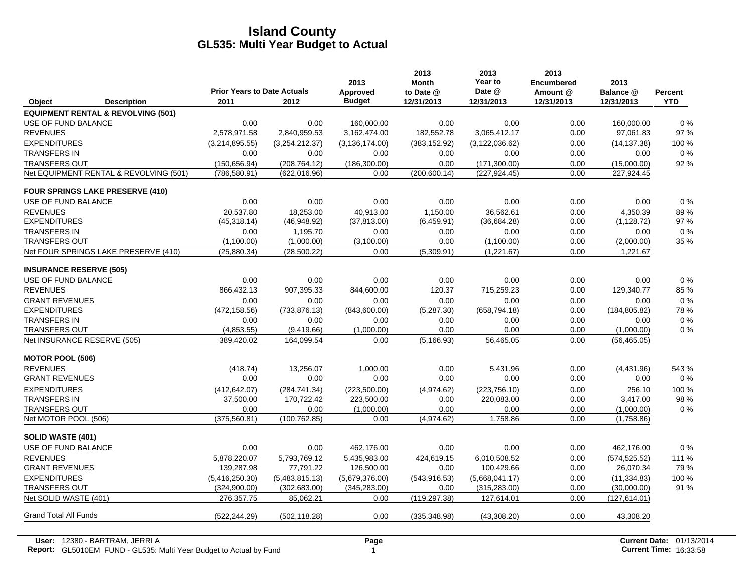# Island County
## GL535: Multi Year Budget to Actual

| Object | Description | Prior Years to Date Actuals 2011 | 2012 | 2013 Approved Budget | 2013 Month to Date @ 12/31/2013 | 2013 Year to Date @ 12/31/2013 | 2013 Encumbered Amount @ 12/31/2013 | 2013 Balance @ 12/31/2013 | Percent YTD |
|---|---|---|---|---|---|---|---|---|---|
| **EQUIPMENT RENTAL & REVOLVING (501)** | | | | | | | | | |
| USE OF FUND BALANCE | | 0.00 | 0.00 | 160,000.00 | 0.00 | 0.00 | 0.00 | 160,000.00 | 0 % |
| REVENUES | | 2,578,971.58 | 2,840,959.53 | 3,162,474.00 | 182,552.78 | 3,065,412.17 | 0.00 | 97,061.83 | 97 % |
| EXPENDITURES | | (3,214,895.55) | (3,254,212.37) | (3,136,174.00) | (383,152.92) | (3,122,036.62) | 0.00 | (14,137.38) | 100 % |
| TRANSFERS IN | | 0.00 | 0.00 | 0.00 | 0.00 | 0.00 | 0.00 | 0.00 | 0 % |
| TRANSFERS OUT | | (150,656.94) | (208,764.12) | (186,300.00) | 0.00 | (171,300.00) | 0.00 | (15,000.00) | 92 % |
| Net EQUIPMENT RENTAL & REVOLVING (501) | | (786,580.91) | (622,016.96) | 0.00 | (200,600.14) | (227,924.45) | 0.00 | 227,924.45 | |
| **FOUR SPRINGS LAKE PRESERVE (410)** | | | | | | | | | |
| USE OF FUND BALANCE | | 0.00 | 0.00 | 0.00 | 0.00 | 0.00 | 0.00 | 0.00 | 0 % |
| REVENUES | | 20,537.80 | 18,253.00 | 40,913.00 | 1,150.00 | 36,562.61 | 0.00 | 4,350.39 | 89 % |
| EXPENDITURES | | (45,318.14) | (46,948.92) | (37,813.00) | (6,459.91) | (36,684.28) | 0.00 | (1,128.72) | 97 % |
| TRANSFERS IN | | 0.00 | 1,195.70 | 0.00 | 0.00 | 0.00 | 0.00 | 0.00 | 0 % |
| TRANSFERS OUT | | (1,100.00) | (1,000.00) | (3,100.00) | 0.00 | (1,100.00) | 0.00 | (2,000.00) | 35 % |
| Net FOUR SPRINGS LAKE PRESERVE (410) | | (25,880.34) | (28,500.22) | 0.00 | (5,309.91) | (1,221.67) | 0.00 | 1,221.67 | |
| **INSURANCE RESERVE (505)** | | | | | | | | | |
| USE OF FUND BALANCE | | 0.00 | 0.00 | 0.00 | 0.00 | 0.00 | 0.00 | 0.00 | 0 % |
| REVENUES | | 866,432.13 | 907,395.33 | 844,600.00 | 120.37 | 715,259.23 | 0.00 | 129,340.77 | 85 % |
| GRANT REVENUES | | 0.00 | 0.00 | 0.00 | 0.00 | 0.00 | 0.00 | 0.00 | 0 % |
| EXPENDITURES | | (472,158.56) | (733,876.13) | (843,600.00) | (5,287.30) | (658,794.18) | 0.00 | (184,805.82) | 78 % |
| TRANSFERS IN | | 0.00 | 0.00 | 0.00 | 0.00 | 0.00 | 0.00 | 0.00 | 0 % |
| TRANSFERS OUT | | (4,853.55) | (9,419.66) | (1,000.00) | 0.00 | 0.00 | 0.00 | (1,000.00) | 0 % |
| Net INSURANCE RESERVE (505) | | 389,420.02 | 164,099.54 | 0.00 | (5,166.93) | 56,465.05 | 0.00 | (56,465.05) | |
| **MOTOR POOL (506)** | | | | | | | | | |
| REVENUES | | (418.74) | 13,256.07 | 1,000.00 | 0.00 | 5,431.96 | 0.00 | (4,431.96) | 543 % |
| GRANT REVENUES | | 0.00 | 0.00 | 0.00 | 0.00 | 0.00 | 0.00 | 0.00 | 0 % |
| EXPENDITURES | | (412,642.07) | (284,741.34) | (223,500.00) | (4,974.62) | (223,756.10) | 0.00 | 256.10 | 100 % |
| TRANSFERS IN | | 37,500.00 | 170,722.42 | 223,500.00 | 0.00 | 220,083.00 | 0.00 | 3,417.00 | 98 % |
| TRANSFERS OUT | | 0.00 | 0.00 | (1,000.00) | 0.00 | 0.00 | 0.00 | (1,000.00) | 0 % |
| Net MOTOR POOL (506) | | (375,560.81) | (100,762.85) | 0.00 | (4,974.62) | 1,758.86 | 0.00 | (1,758.86) | |
| **SOLID WASTE (401)** | | | | | | | | | |
| USE OF FUND BALANCE | | 0.00 | 0.00 | 462,176.00 | 0.00 | 0.00 | 0.00 | 462,176.00 | 0 % |
| REVENUES | | 5,878,220.07 | 5,793,769.12 | 5,435,983.00 | 424,619.15 | 6,010,508.52 | 0.00 | (574,525.52) | 111 % |
| GRANT REVENUES | | 139,287.98 | 77,791.22 | 126,500.00 | 0.00 | 100,429.66 | 0.00 | 26,070.34 | 79 % |
| EXPENDITURES | | (5,416,250.30) | (5,483,815.13) | (5,679,376.00) | (543,916.53) | (5,668,041.17) | 0.00 | (11,334.83) | 100 % |
| TRANSFERS OUT | | (324,900.00) | (302,683.00) | (345,283.00) | 0.00 | (315,283.00) | 0.00 | (30,000.00) | 91 % |
| Net SOLID WASTE (401) | | 276,357.75 | 85,062.21 | 0.00 | (119,297.38) | 127,614.01 | 0.00 | (127,614.01) | |
| Grand Total All Funds | | (522,244.29) | (502,118.28) | 0.00 | (335,348.98) | (43,308.20) | 0.00 | 43,308.20 | |

**User:** 12380 - BARTRAM, JERRI A
**Report:** GL5010EM_FUND - GL535: Multi Year Budget to Actual by Fund

**Current Date:** 01/13/2014
**Current Time:** 16:33:58